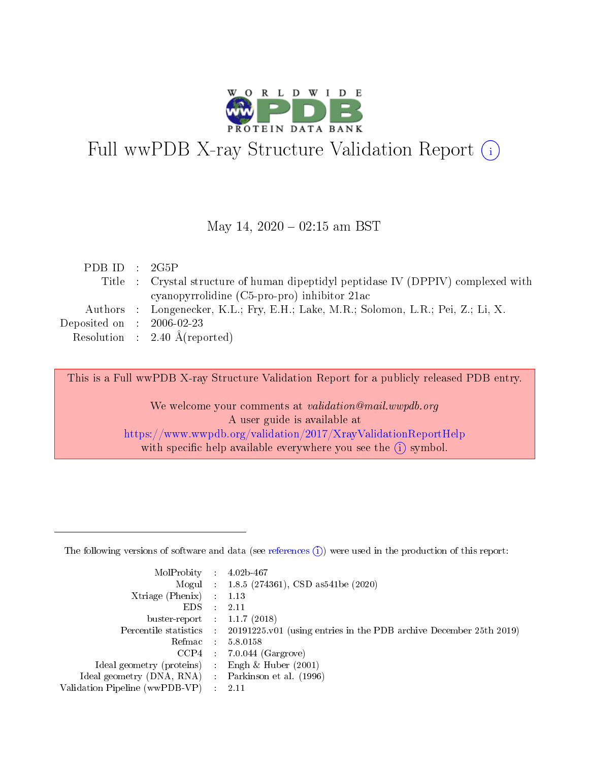# Full wwPDB X-ray Structure Validation Report (i)

May 14, 2020 – 02:15 am BST

| | | |
|---|---|---|
| PDB ID | : | 2G5P |
| Title | : | Crystal structure of human dipeptidyl peptidase IV (DPPIV) complexed with cyanopyrrolidine (C5-pro-pro) inhibitor 21ac |
| Authors | : | Longenecker, K.L.; Fry, E.H.; Lake, M.R.; Solomon, L.R.; Pei, Z.; Li, X. |
| Deposited on | : | 2006-02-23 |
| Resolution | : | 2.40 Å(reported) |

This is a Full wwPDB X-ray Structure Validation Report for a publicly released PDB entry.

We welcome your comments at *validation@mail.wwpdb.org*
A user guide is available at
https://www.wwpdb.org/validation/2017/XrayValidationReportHelp
with specific help available everywhere you see the (i) symbol.

---

The following versions of software and data (see references (i)) were used in the production of this report:

| | | |
|---|---|---|
| MolProbity | : | 4.02b-467 |
| Mogul | : | 1.8.5 (274361), CSD as541be (2020) |
| Xtriage (Phenix) | : | 1.13 |
| EDS | : | 2.11 |
| buster-report | : | 1.1.7 (2018) |
| Percentile statistics | : | 20191225.v01 (using entries in the PDB archive December 25th 2019) |
| Refmac | : | 5.8.0158 |
| CCP4 | : | 7.0.044 (Gargrove) |
| Ideal geometry (proteins) | : | Engh & Huber (2001) |
| Ideal geometry (DNA, RNA) | : | Parkinson et al. (1996) |
| Validation Pipeline (wwPDB-VP) | : | 2.11 |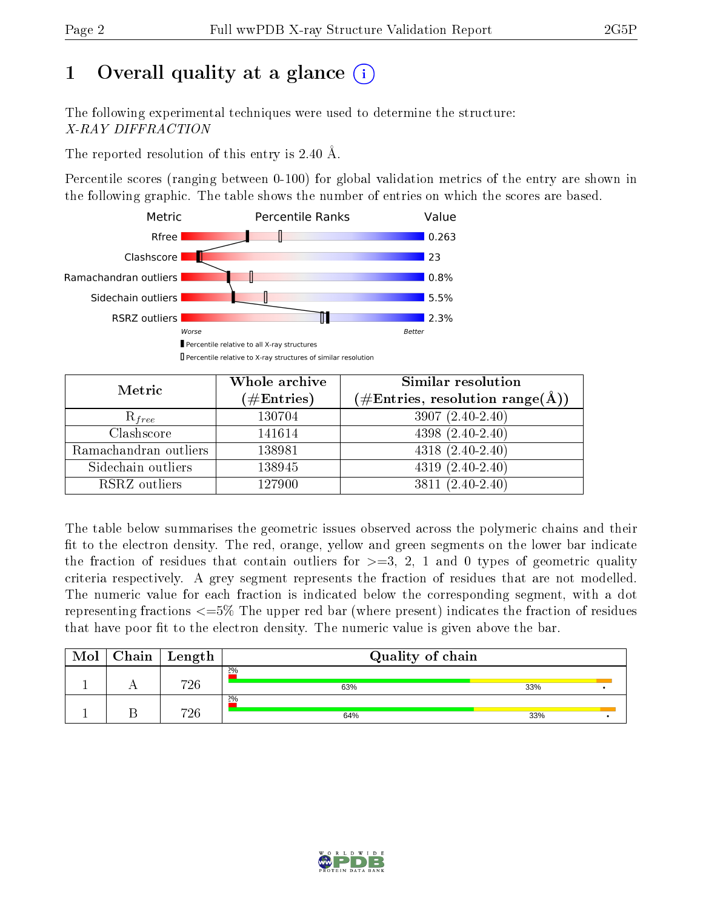# 1 Overall quality at a glance

The following experimental techniques were used to determine the structure:
*X-RAY DIFFRACTION*

The reported resolution of this entry is 2.40 Å.

Percentile scores (ranging between 0-100) for global validation metrics of the entry are shown in the following graphic. The table shows the number of entries on which the scores are based.

| Metric | Value |
|---|---|
| Rfree | 0.263 |
| Clashscore | 23 |
| Ramachandran outliers | 0.8% |
| Sidechain outliers | 5.5% |
| RSRZ outliers | 2.3% |

| Metric | Whole archive (#Entries) | Similar resolution (#Entries, resolution range(Å)) |
|---|---|---|
| $R_{free}$ | 130704 | 3907 (2.40-2.40) |
| Clashscore | 141614 | 4398 (2.40-2.40) |
| Ramachandran outliers | 138981 | 4318 (2.40-2.40) |
| Sidechain outliers | 138945 | 4319 (2.40-2.40) |
| RSRZ outliers | 127900 | 3811 (2.40-2.40) |

The table below summarises the geometric issues observed across the polymeric chains and their fit to the electron density. The red, orange, yellow and green segments on the lower bar indicate the fraction of residues that contain outliers for >=3, 2, 1 and 0 types of geometric quality criteria respectively. A grey segment represents the fraction of residues that are not modelled. The numeric value for each fraction is indicated below the corresponding segment, with a dot representing fractions <=5% The upper red bar (where present) indicates the fraction of residues that have poor fit to the electron density. The numeric value is given above the bar.

| Mol | Chain | Length | Quality of chain |
|---|---|---|---|
| 1 | A | 726 | 2%; 63%, 33%, • |
| 1 | B | 726 | 2%; 64%, 33%, • |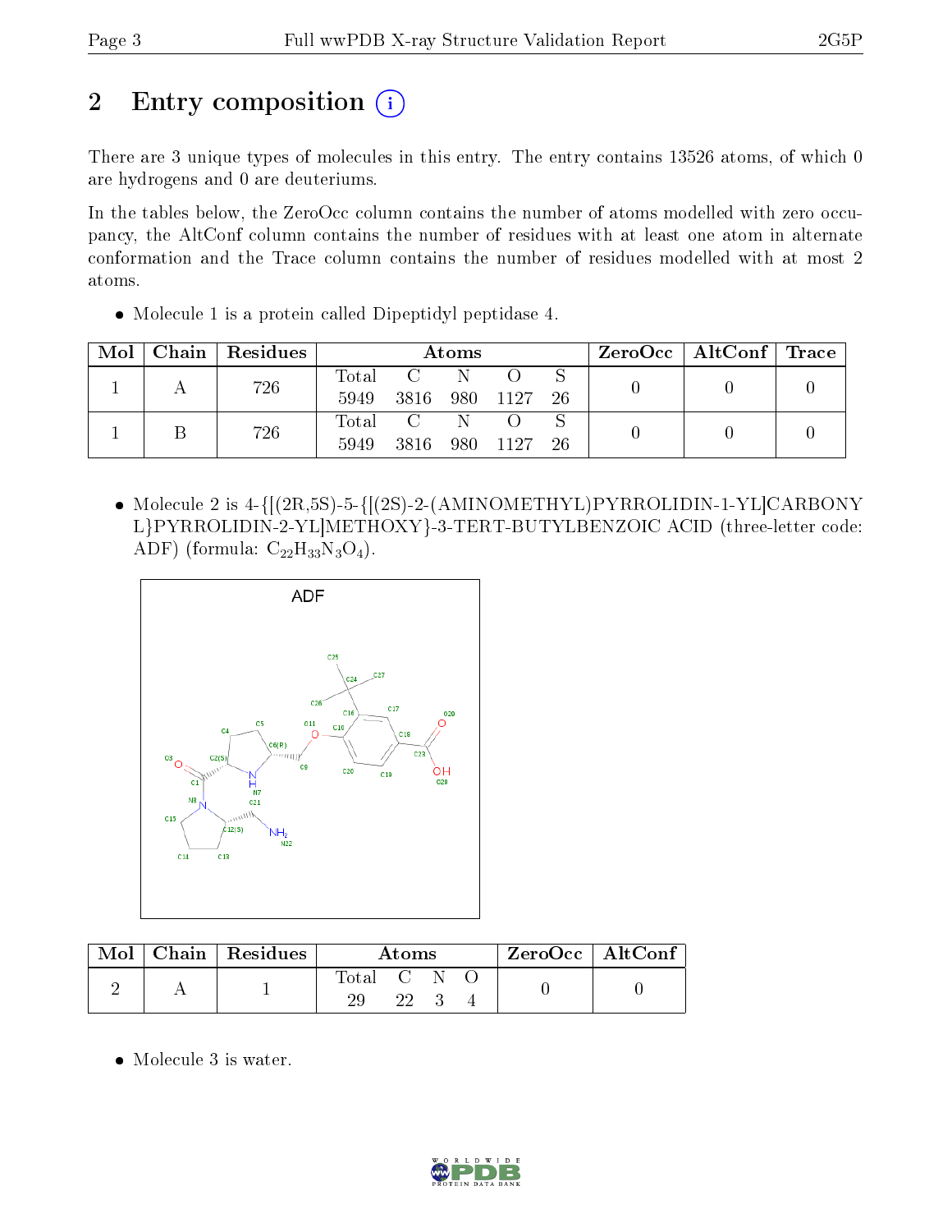# 2 Entry composition

There are 3 unique types of molecules in this entry. The entry contains 13526 atoms, of which 0 are hydrogens and 0 are deuteriums.

In the tables below, the ZeroOcc column contains the number of atoms modelled with zero occupancy, the AltConf column contains the number of residues with at least one atom in alternate conformation and the Trace column contains the number of residues modelled with at most 2 atoms.

- Molecule 1 is a protein called Dipeptidyl peptidase 4.

| Mol | Chain | Residues | Atoms | | | | | ZeroOcc | AltConf | Trace |
|---|---|---|---|---|---|---|---|---|---|---|
| 1 | A | 726 | Total<br>5949 | C<br>3816 | N<br>980 | O<br>1127 | S<br>26 | 0 | 0 | 0 |
| 1 | B | 726 | Total<br>5949 | C<br>3816 | N<br>980 | O<br>1127 | S<br>26 | 0 | 0 | 0 |

- Molecule 2 is 4-{[(2R,5S)-5-{[(2S)-2-(AMINOMETHYL)PYRROLIDIN-1-YL]CARBONYL}PYRROLIDIN-2-YL]METHOXY}-3-TERT-BUTYLBENZOIC ACID (three-letter code: ADF) (formula: $C_{22}H_{33}N_3O_4$).

| Mol | Chain | Residues | Atoms | | | | ZeroOcc | AltConf |
|---|---|---|---|---|---|---|---|---|
| 2 | A | 1 | Total<br>29 | C<br>22 | N<br>3 | O<br>4 | 0 | 0 |

- Molecule 3 is water.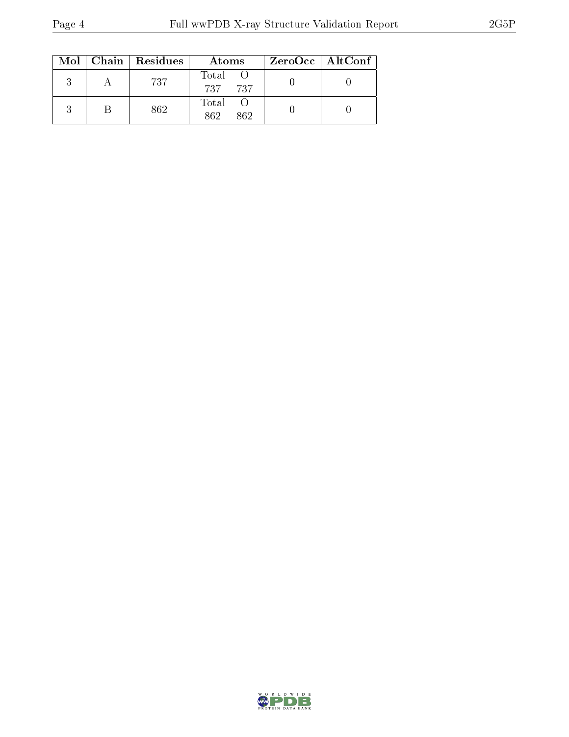| Mol | Chain | Residues | Atoms | | ZeroOcc | AltConf |
|---|---|---|---|---|---|---|
| | | | Total | O | | |
| 3 | A | 737 | 737 | 737 | 0 | 0 |
| 3 | B | 862 | 862 | 862 | 0 | 0 |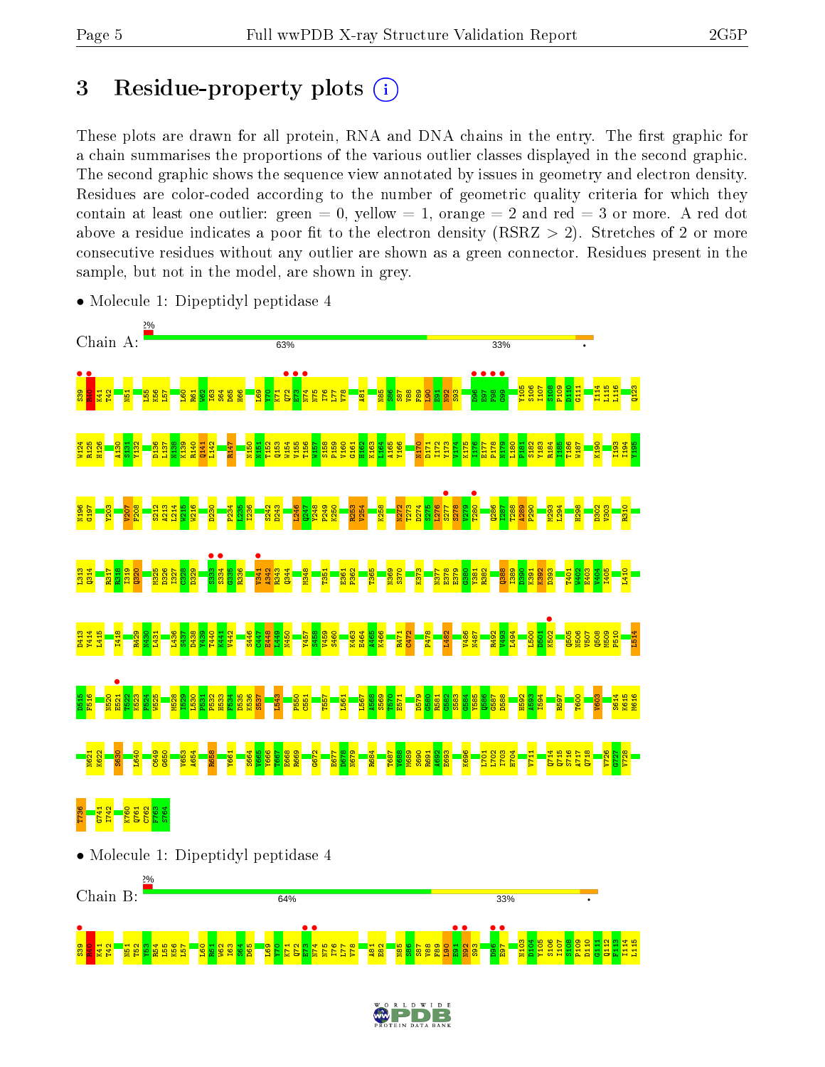# 3 Residue-property plots

These plots are drawn for all protein, RNA and DNA chains in the entry. The first graphic for a chain summarises the proportions of the various outlier classes displayed in the second graphic. The second graphic shows the sequence view annotated by issues in geometry and electron density. Residues are color-coded according to the number of geometric quality criteria for which they contain at least one outlier: green = 0, yellow = 1, orange = 2 and red = 3 or more. A red dot above a residue indicates a poor fit to the electron density (RSRZ > 2). Stretches of 2 or more consecutive residues without any outlier are shown as a green connector. Residues present in the sample, but not in the model, are shown in grey.

- Molecule 1: Dipeptidyl peptidase 4

Chain A: 2% | 63% | 33% | •

- Molecule 1: Dipeptidyl peptidase 4

Chain B: 2% | 64% | 33% | •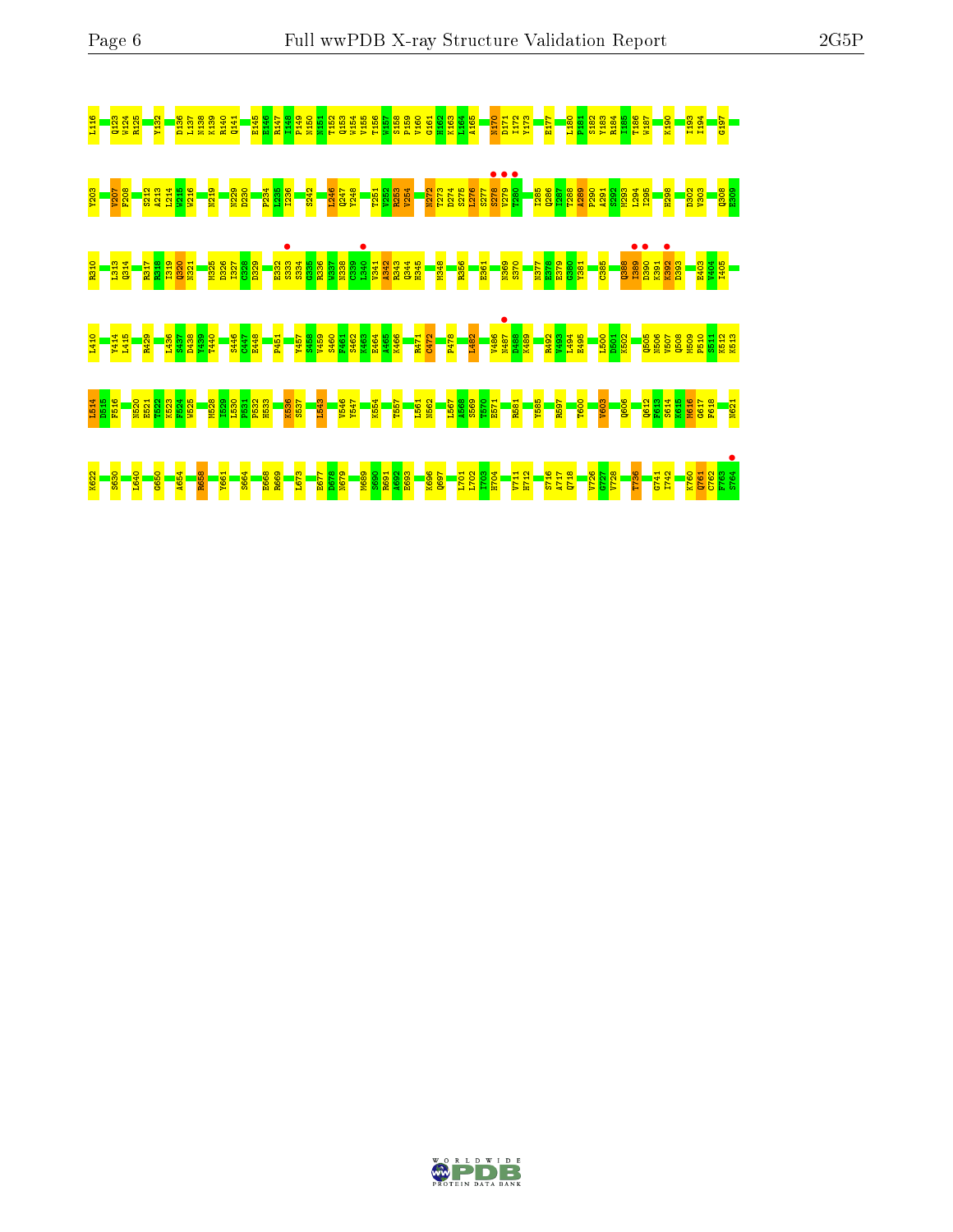I116 Q123 W124 R125 Y132 D136 L137 N138 K139 R140 Q141 E145 E146 R147 I148 F149 N150 N151 T152 Q153 W154 V155 T156 W157 S158 P159 V160 G161 H162 K163 L164 A165 N170 D171 I172 Y173 E177 L180 F181 S182 Y183 R184 I185 T186 W187 K190 I193 I194 G197

Y203 V207 F208 S212 A213 L214 W215 W216 N219 N229 D230 P234 L235 I236 S242 L246 Q247 Y248 T251 V252 R253 V254 N272 T273 D274 S275 L276 S277 S278 V279 T280 I285 Q286 I287 T288 A289 P290 A291 S292 M293 L294 I295 H298 D302 V303 Q308 E309

R310 L313 Q314 R317 R318 I319 Q320 N321 M325 D326 I327 C328 D329 E332 S333 S334 G335 R336 W337 N338 C339 L340 V341 A342 R343 Q344 H345 M348 R356 E361 N369 S370 N377 E378 E379 G380 Y381 C385 Q388 I389 D390 K391 K392 D393 E403 V404 I405

I410 Y414 I415 R429 L436 S437 D438 Y439 T440 S446 C447 E448 F451 Y457 S458 V459 S460 F461 S462 K463 E464 A465 K466 R471 C472 P478 L482 V486 N487 D488 K489 R492 V493 L494 E495 L500 D501 K502 Q505 N506 Y507 Q508 M509 P510 S511 K512 K513

L514 D515 F516 N520 E521 T522 K523 F524 W525 M528 I529 L530 P531 P532 H533 K536 S537 L543 V546 Y547 K554 T557 L561 N562 L567 A568 S569 T570 E571 R581 Y585 R597 T600 V603 Q606 Q612 F613 S614 M615 M616 G617 F618 N621

K622 S630 L640 G650 A654 R658 Y661 S664 E668 R669 L673 E677 D678 N679 M689 S690 R691 A692 E693 K696 Q697 L701 L702 I703 H704 V711 H712 S716 A717 Q718 V726 G727 V728 T736 G741 I742 K760 Q761 C762 F763 S764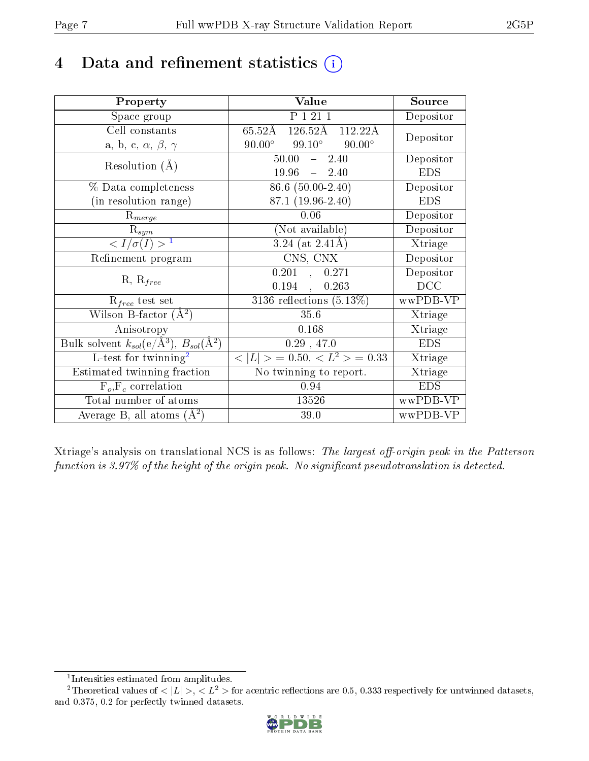# 4 Data and refinement statistics (i)

| Property | Value | Source |
|---|---|---|
| Space group | P 1 21 1 | Depositor |
| Cell constants<br>a, b, c, $\alpha$, $\beta$, $\gamma$ | 65.52Å 126.52Å 112.22Å<br>90.00° 99.10° 90.00° | Depositor |
| Resolution (Å) | 50.00 – 2.40<br>19.96 – 2.40 | Depositor<br>EDS |
| % Data completeness<br>(in resolution range) | 86.6 (50.00-2.40)<br>87.1 (19.96-2.40) | Depositor<br>EDS |
| $R_{merge}$ | 0.06 | Depositor |
| $R_{sym}$ | (Not available) | Depositor |
| $< I/\sigma(I) >$ [1] | 3.24 (at 2.41Å) | Xtriage |
| Refinement program | CNS, CNX | Depositor |
| R, $R_{free}$ | 0.201 , 0.271<br>0.194 , 0.263 | Depositor<br>DCC |
| $R_{free}$ test set | 3136 reflections (5.13%) | wwPDB-VP |
| Wilson B-factor (Å$^2$) | 35.6 | Xtriage |
| Anisotropy | 0.168 | Xtriage |
| Bulk solvent $k_{sol}$(e/Å$^3$), $B_{sol}$(Å$^2$) | 0.29 , 47.0 | EDS |
| L-test for twinning[2] | $< \|L\| >$ = 0.50, $< L^2 >$ = 0.33 | Xtriage |
| Estimated twinning fraction | No twinning to report. | Xtriage |
| $F_o$,$F_c$ correlation | 0.94 | EDS |
| Total number of atoms | 13526 | wwPDB-VP |
| Average B, all atoms (Å$^2$) | 39.0 | wwPDB-VP |

Xtriage's analysis on translational NCS is as follows: *The largest off-origin peak in the Patterson function is 3.97% of the height of the origin peak. No significant pseudotranslation is detected.*

[1] Intensities estimated from amplitudes.

[2] Theoretical values of $< |L| >$, $< L^2 >$ for acentric reflections are 0.5, 0.333 respectively for untwinned datasets, and 0.375, 0.2 for perfectly twinned datasets.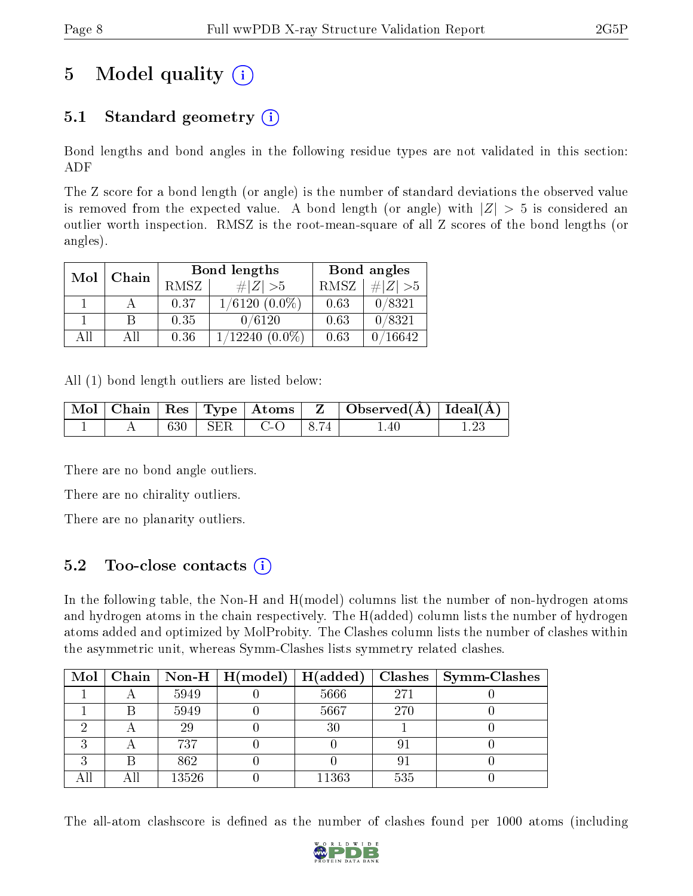# 5 Model quality (i)

## 5.1 Standard geometry (i)

Bond lengths and bond angles in the following residue types are not validated in this section: ADF

The Z score for a bond length (or angle) is the number of standard deviations the observed value is removed from the expected value. A bond length (or angle) with $|Z| > 5$ is considered an outlier worth inspection. RMSZ is the root-mean-square of all Z scores of the bond lengths (or angles).

| Mol | Chain | Bond lengths | | Bond angles | |
|---|---|---|---|---|---|
| | | RMSZ | $\#|Z| > 5$ | RMSZ | $\#|Z| > 5$ |
| 1 | A | 0.37 | 1/6120 (0.0%) | 0.63 | 0/8321 |
| 1 | B | 0.35 | 0/6120 | 0.63 | 0/8321 |
| All | All | 0.36 | 1/12240 (0.0%) | 0.63 | 0/16642 |

All (1) bond length outliers are listed below:

| Mol | Chain | Res | Type | Atoms | Z | Observed(Å) | Ideal(Å) |
|---|---|---|---|---|---|---|---|
| 1 | A | 630 | SER | C-O | 8.74 | 1.40 | 1.23 |

There are no bond angle outliers.

There are no chirality outliers.

There are no planarity outliers.

## 5.2 Too-close contacts (i)

In the following table, the Non-H and H(model) columns list the number of non-hydrogen atoms and hydrogen atoms in the chain respectively. The H(added) column lists the number of hydrogen atoms added and optimized by MolProbity. The Clashes column lists the number of clashes within the asymmetric unit, whereas Symm-Clashes lists symmetry related clashes.

| Mol | Chain | Non-H | H(model) | H(added) | Clashes | Symm-Clashes |
|---|---|---|---|---|---|---|
| 1 | A | 5949 | 0 | 5666 | 271 | 0 |
| 1 | B | 5949 | 0 | 5667 | 270 | 0 |
| 2 | A | 29 | 0 | 30 | 1 | 0 |
| 3 | A | 737 | 0 | 0 | 91 | 0 |
| 3 | B | 862 | 0 | 0 | 91 | 0 |
| All | All | 13526 | 0 | 11363 | 535 | 0 |

The all-atom clashscore is defined as the number of clashes found per 1000 atoms (including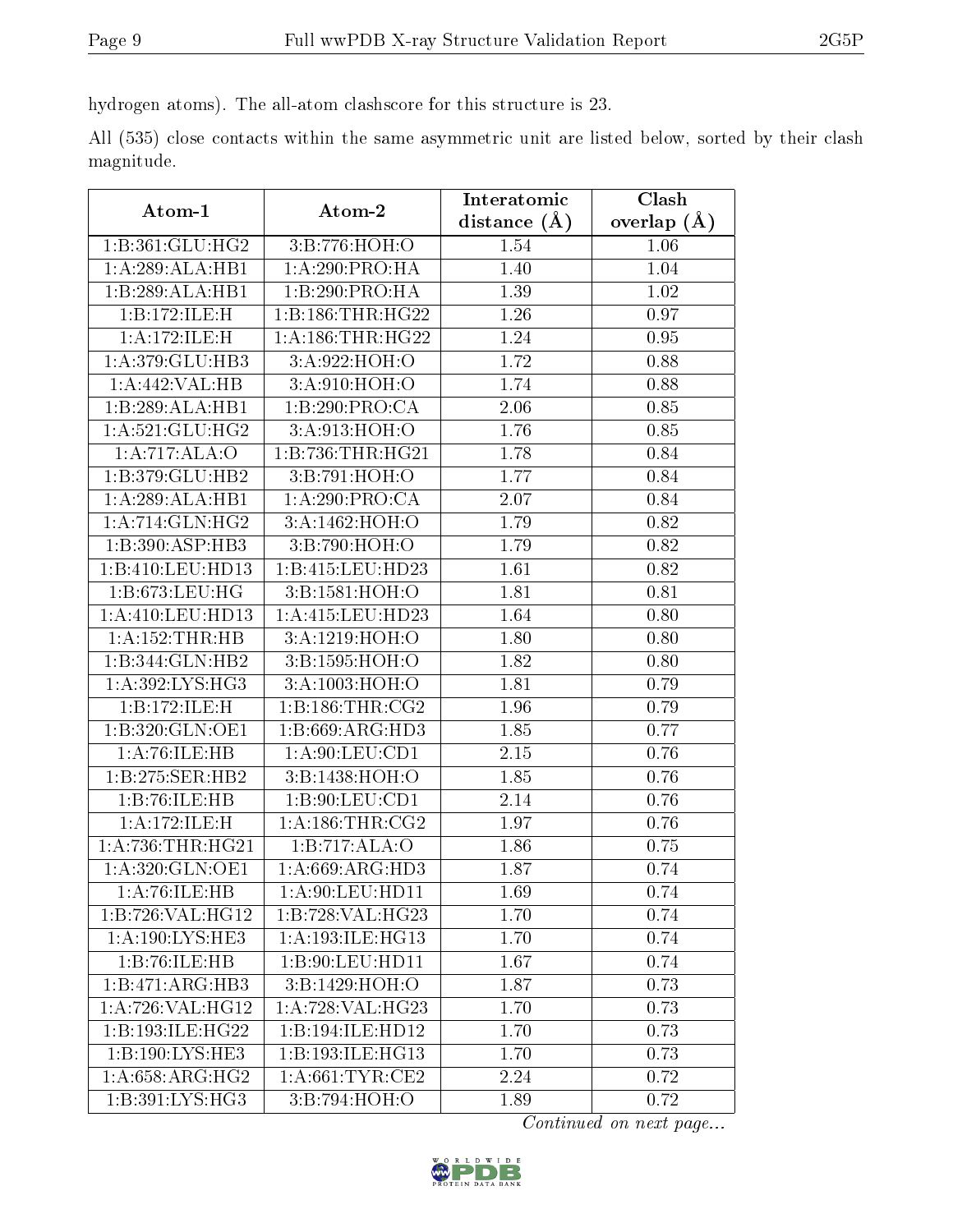hydrogen atoms). The all-atom clashscore for this structure is 23.

All (535) close contacts within the same asymmetric unit are listed below, sorted by their clash magnitude.

| Atom-1 | Atom-2 | Interatomic distance (Å) | Clash overlap (Å) |
|---|---|---|---|
| 1:B:361:GLU:HG2 | 3:B:776:HOH:O | 1.54 | 1.06 |
| 1:A:289:ALA:HB1 | 1:A:290:PRO:HA | 1.40 | 1.04 |
| 1:B:289:ALA:HB1 | 1:B:290:PRO:HA | 1.39 | 1.02 |
| 1:B:172:ILE:H | 1:B:186:THR:HG22 | 1.26 | 0.97 |
| 1:A:172:ILE:H | 1:A:186:THR:HG22 | 1.24 | 0.95 |
| 1:A:379:GLU:HB3 | 3:A:922:HOH:O | 1.72 | 0.88 |
| 1:A:442:VAL:HB | 3:A:910:HOH:O | 1.74 | 0.88 |
| 1:B:289:ALA:HB1 | 1:B:290:PRO:CA | 2.06 | 0.85 |
| 1:A:521:GLU:HG2 | 3:A:913:HOH:O | 1.76 | 0.85 |
| 1:A:717:ALA:O | 1:B:736:THR:HG21 | 1.78 | 0.84 |
| 1:B:379:GLU:HB2 | 3:B:791:HOH:O | 1.77 | 0.84 |
| 1:A:289:ALA:HB1 | 1:A:290:PRO:CA | 2.07 | 0.84 |
| 1:A:714:GLN:HG2 | 3:A:1462:HOH:O | 1.79 | 0.82 |
| 1:B:390:ASP:HB3 | 3:B:790:HOH:O | 1.79 | 0.82 |
| 1:B:410:LEU:HD13 | 1:B:415:LEU:HD23 | 1.61 | 0.82 |
| 1:B:673:LEU:HG | 3:B:1581:HOH:O | 1.81 | 0.81 |
| 1:A:410:LEU:HD13 | 1:A:415:LEU:HD23 | 1.64 | 0.80 |
| 1:A:152:THR:HB | 3:A:1219:HOH:O | 1.80 | 0.80 |
| 1:B:344:GLN:HB2 | 3:B:1595:HOH:O | 1.82 | 0.80 |
| 1:A:392:LYS:HG3 | 3:A:1003:HOH:O | 1.81 | 0.79 |
| 1:B:172:ILE:H | 1:B:186:THR:CG2 | 1.96 | 0.79 |
| 1:B:320:GLN:OE1 | 1:B:669:ARG:HD3 | 1.85 | 0.77 |
| 1:A:76:ILE:HB | 1:A:90:LEU:CD1 | 2.15 | 0.76 |
| 1:B:275:SER:HB2 | 3:B:1438:HOH:O | 1.85 | 0.76 |
| 1:B:76:ILE:HB | 1:B:90:LEU:CD1 | 2.14 | 0.76 |
| 1:A:172:ILE:H | 1:A:186:THR:CG2 | 1.97 | 0.76 |
| 1:A:736:THR:HG21 | 1:B:717:ALA:O | 1.86 | 0.75 |
| 1:A:320:GLN:OE1 | 1:A:669:ARG:HD3 | 1.87 | 0.74 |
| 1:A:76:ILE:HB | 1:A:90:LEU:HD11 | 1.69 | 0.74 |
| 1:B:726:VAL:HG12 | 1:B:728:VAL:HG23 | 1.70 | 0.74 |
| 1:A:190:LYS:HE3 | 1:A:193:ILE:HG13 | 1.70 | 0.74 |
| 1:B:76:ILE:HB | 1:B:90:LEU:HD11 | 1.67 | 0.74 |
| 1:B:471:ARG:HB3 | 3:B:1429:HOH:O | 1.87 | 0.73 |
| 1:A:726:VAL:HG12 | 1:A:728:VAL:HG23 | 1.70 | 0.73 |
| 1:B:193:ILE:HG22 | 1:B:194:ILE:HD12 | 1.70 | 0.73 |
| 1:B:190:LYS:HE3 | 1:B:193:ILE:HG13 | 1.70 | 0.73 |
| 1:A:658:ARG:HG2 | 1:A:661:TYR:CE2 | 2.24 | 0.72 |
| 1:B:391:LYS:HG3 | 3:B:794:HOH:O | 1.89 | 0.72 |

*Continued on next page...*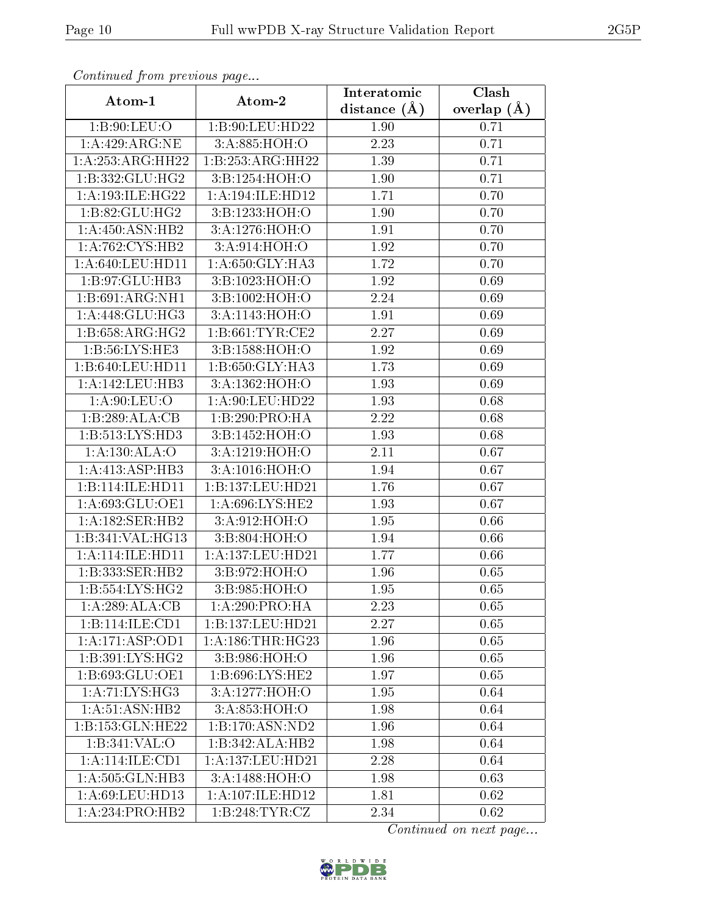*Continued from previous page...*

| Atom-1 | Atom-2 | Interatomic distance (Å) | Clash overlap (Å) |
|---|---|---|---|
| 1:B:90:LEU:O | 1:B:90:LEU:HD22 | 1.90 | 0.71 |
| 1:A:429:ARG:NE | 3:A:885:HOH:O | 2.23 | 0.71 |
| 1:A:253:ARG:HH22 | 1:B:253:ARG:HH22 | 1.39 | 0.71 |
| 1:B:332:GLU:HG2 | 3:B:1254:HOH:O | 1.90 | 0.71 |
| 1:A:193:ILE:HG22 | 1:A:194:ILE:HD12 | 1.71 | 0.70 |
| 1:B:82:GLU:HG2 | 3:B:1233:HOH:O | 1.90 | 0.70 |
| 1:A:450:ASN:HB2 | 3:A:1276:HOH:O | 1.91 | 0.70 |
| 1:A:762:CYS:HB2 | 3:A:914:HOH:O | 1.92 | 0.70 |
| 1:A:640:LEU:HD11 | 1:A:650:GLY:HA3 | 1.72 | 0.70 |
| 1:B:97:GLU:HB3 | 3:B:1023:HOH:O | 1.92 | 0.69 |
| 1:B:691:ARG:NH1 | 3:B:1002:HOH:O | 2.24 | 0.69 |
| 1:A:448:GLU:HG3 | 3:A:1143:HOH:O | 1.91 | 0.69 |
| 1:B:658:ARG:HG2 | 1:B:661:TYR:CE2 | 2.27 | 0.69 |
| 1:B:56:LYS:HE3 | 3:B:1588:HOH:O | 1.92 | 0.69 |
| 1:B:640:LEU:HD11 | 1:B:650:GLY:HA3 | 1.73 | 0.69 |
| 1:A:142:LEU:HB3 | 3:A:1362:HOH:O | 1.93 | 0.69 |
| 1:A:90:LEU:O | 1:A:90:LEU:HD22 | 1.93 | 0.68 |
| 1:B:289:ALA:CB | 1:B:290:PRO:HA | 2.22 | 0.68 |
| 1:B:513:LYS:HD3 | 3:B:1452:HOH:O | 1.93 | 0.68 |
| 1:A:130:ALA:O | 3:A:1219:HOH:O | 2.11 | 0.67 |
| 1:A:413:ASP:HB3 | 3:A:1016:HOH:O | 1.94 | 0.67 |
| 1:B:114:ILE:HD11 | 1:B:137:LEU:HD21 | 1.76 | 0.67 |
| 1:A:693:GLU:OE1 | 1:A:696:LYS:HE2 | 1.93 | 0.67 |
| 1:A:182:SER:HB2 | 3:A:912:HOH:O | 1.95 | 0.66 |
| 1:B:341:VAL:HG13 | 3:B:804:HOH:O | 1.94 | 0.66 |
| 1:A:114:ILE:HD11 | 1:A:137:LEU:HD21 | 1.77 | 0.66 |
| 1:B:333:SER:HB2 | 3:B:972:HOH:O | 1.96 | 0.65 |
| 1:B:554:LYS:HG2 | 3:B:985:HOH:O | 1.95 | 0.65 |
| 1:A:289:ALA:CB | 1:A:290:PRO:HA | 2.23 | 0.65 |
| 1:B:114:ILE:CD1 | 1:B:137:LEU:HD21 | 2.27 | 0.65 |
| 1:A:171:ASP:OD1 | 1:A:186:THR:HG23 | 1.96 | 0.65 |
| 1:B:391:LYS:HG2 | 3:B:986:HOH:O | 1.96 | 0.65 |
| 1:B:693:GLU:OE1 | 1:B:696:LYS:HE2 | 1.97 | 0.65 |
| 1:A:71:LYS:HG3 | 3:A:1277:HOH:O | 1.95 | 0.64 |
| 1:A:51:ASN:HB2 | 3:A:853:HOH:O | 1.98 | 0.64 |
| 1:B:153:GLN:HE22 | 1:B:170:ASN:ND2 | 1.96 | 0.64 |
| 1:B:341:VAL:O | 1:B:342:ALA:HB2 | 1.98 | 0.64 |
| 1:A:114:ILE:CD1 | 1:A:137:LEU:HD21 | 2.28 | 0.64 |
| 1:A:505:GLN:HB3 | 3:A:1488:HOH:O | 1.98 | 0.63 |
| 1:A:69:LEU:HD13 | 1:A:107:ILE:HD12 | 1.81 | 0.62 |
| 1:A:234:PRO:HB2 | 1:B:248:TYR:CZ | 2.34 | 0.62 |

*Continued on next page...*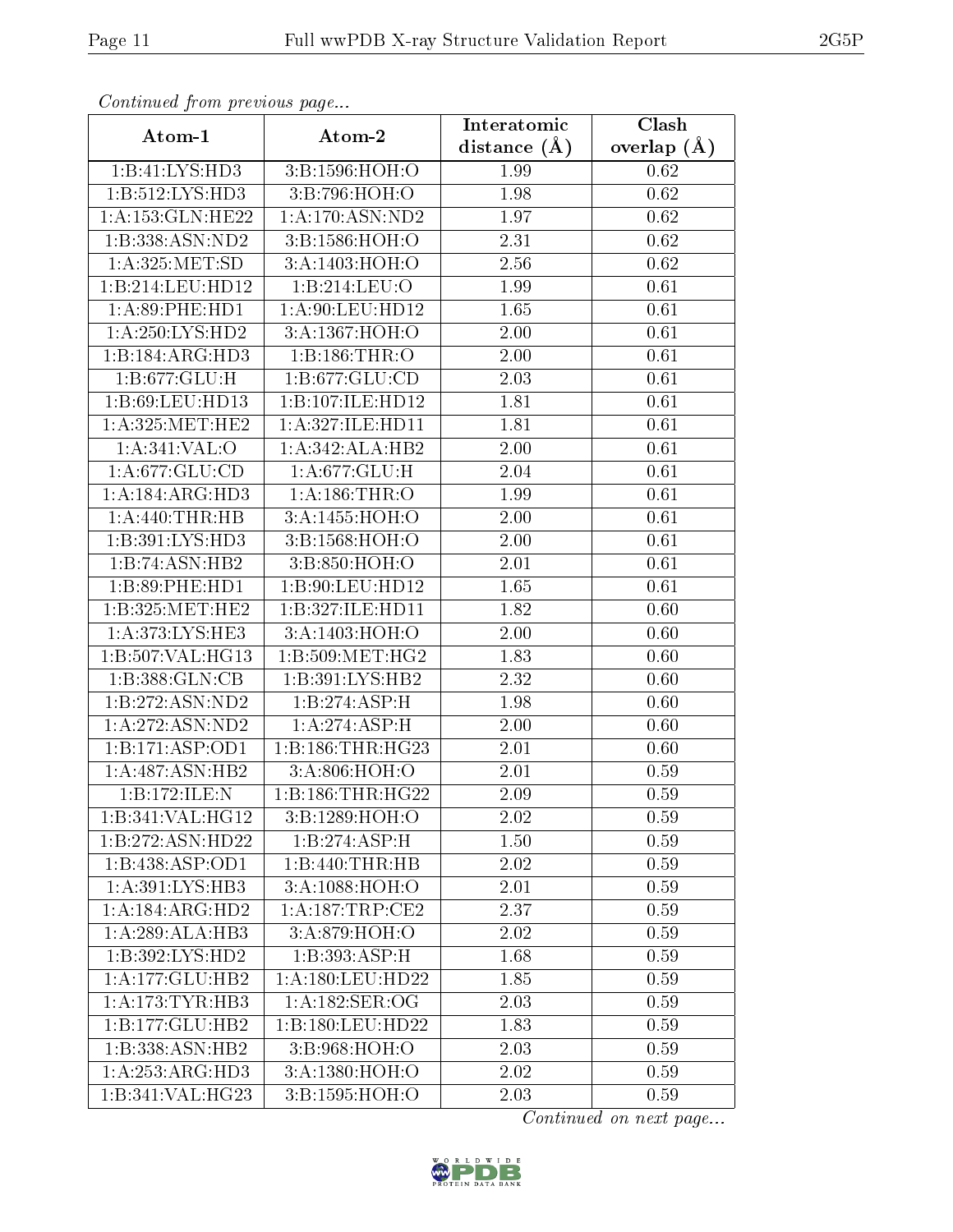*Continued from previous page...*

| Atom-1 | Atom-2 | Interatomic distance (Å) | Clash overlap (Å) |
| --- | --- | --- | --- |
| 1:B:41:LYS:HD3 | 3:B:1596:HOH:O | 1.99 | 0.62 |
| 1:B:512:LYS:HD3 | 3:B:796:HOH:O | 1.98 | 0.62 |
| 1:A:153:GLN:HE22 | 1:A:170:ASN:ND2 | 1.97 | 0.62 |
| 1:B:338:ASN:ND2 | 3:B:1586:HOH:O | 2.31 | 0.62 |
| 1:A:325:MET:SD | 3:A:1403:HOH:O | 2.56 | 0.62 |
| 1:B:214:LEU:HD12 | 1:B:214:LEU:O | 1.99 | 0.61 |
| 1:A:89:PHE:HD1 | 1:A:90:LEU:HD12 | 1.65 | 0.61 |
| 1:A:250:LYS:HD2 | 3:A:1367:HOH:O | 2.00 | 0.61 |
| 1:B:184:ARG:HD3 | 1:B:186:THR:O | 2.00 | 0.61 |
| 1:B:677:GLU:H | 1:B:677:GLU:CD | 2.03 | 0.61 |
| 1:B:69:LEU:HD13 | 1:B:107:ILE:HD12 | 1.81 | 0.61 |
| 1:A:325:MET:HE2 | 1:A:327:ILE:HD11 | 1.81 | 0.61 |
| 1:A:341:VAL:O | 1:A:342:ALA:HB2 | 2.00 | 0.61 |
| 1:A:677:GLU:CD | 1:A:677:GLU:H | 2.04 | 0.61 |
| 1:A:184:ARG:HD3 | 1:A:186:THR:O | 1.99 | 0.61 |
| 1:A:440:THR:HB | 3:A:1455:HOH:O | 2.00 | 0.61 |
| 1:B:391:LYS:HD3 | 3:B:1568:HOH:O | 2.00 | 0.61 |
| 1:B:74:ASN:HB2 | 3:B:850:HOH:O | 2.01 | 0.61 |
| 1:B:89:PHE:HD1 | 1:B:90:LEU:HD12 | 1.65 | 0.61 |
| 1:B:325:MET:HE2 | 1:B:327:ILE:HD11 | 1.82 | 0.60 |
| 1:A:373:LYS:HE3 | 3:A:1403:HOH:O | 2.00 | 0.60 |
| 1:B:507:VAL:HG13 | 1:B:509:MET:HG2 | 1.83 | 0.60 |
| 1:B:388:GLN:CB | 1:B:391:LYS:HB2 | 2.32 | 0.60 |
| 1:B:272:ASN:ND2 | 1:B:274:ASP:H | 1.98 | 0.60 |
| 1:A:272:ASN:ND2 | 1:A:274:ASP:H | 2.00 | 0.60 |
| 1:B:171:ASP:OD1 | 1:B:186:THR:HG23 | 2.01 | 0.60 |
| 1:A:487:ASN:HB2 | 3:A:806:HOH:O | 2.01 | 0.59 |
| 1:B:172:ILE:N | 1:B:186:THR:HG22 | 2.09 | 0.59 |
| 1:B:341:VAL:HG12 | 3:B:1289:HOH:O | 2.02 | 0.59 |
| 1:B:272:ASN:HD22 | 1:B:274:ASP:H | 1.50 | 0.59 |
| 1:B:438:ASP:OD1 | 1:B:440:THR:HB | 2.02 | 0.59 |
| 1:A:391:LYS:HB3 | 3:A:1088:HOH:O | 2.01 | 0.59 |
| 1:A:184:ARG:HD2 | 1:A:187:TRP:CE2 | 2.37 | 0.59 |
| 1:A:289:ALA:HB3 | 3:A:879:HOH:O | 2.02 | 0.59 |
| 1:B:392:LYS:HD2 | 1:B:393:ASP:H | 1.68 | 0.59 |
| 1:A:177:GLU:HB2 | 1:A:180:LEU:HD22 | 1.85 | 0.59 |
| 1:A:173:TYR:HB3 | 1:A:182:SER:OG | 2.03 | 0.59 |
| 1:B:177:GLU:HB2 | 1:B:180:LEU:HD22 | 1.83 | 0.59 |
| 1:B:338:ASN:HB2 | 3:B:968:HOH:O | 2.03 | 0.59 |
| 1:A:253:ARG:HD3 | 3:A:1380:HOH:O | 2.02 | 0.59 |
| 1:B:341:VAL:HG23 | 3:B:1595:HOH:O | 2.03 | 0.59 |

*Continued on next page...*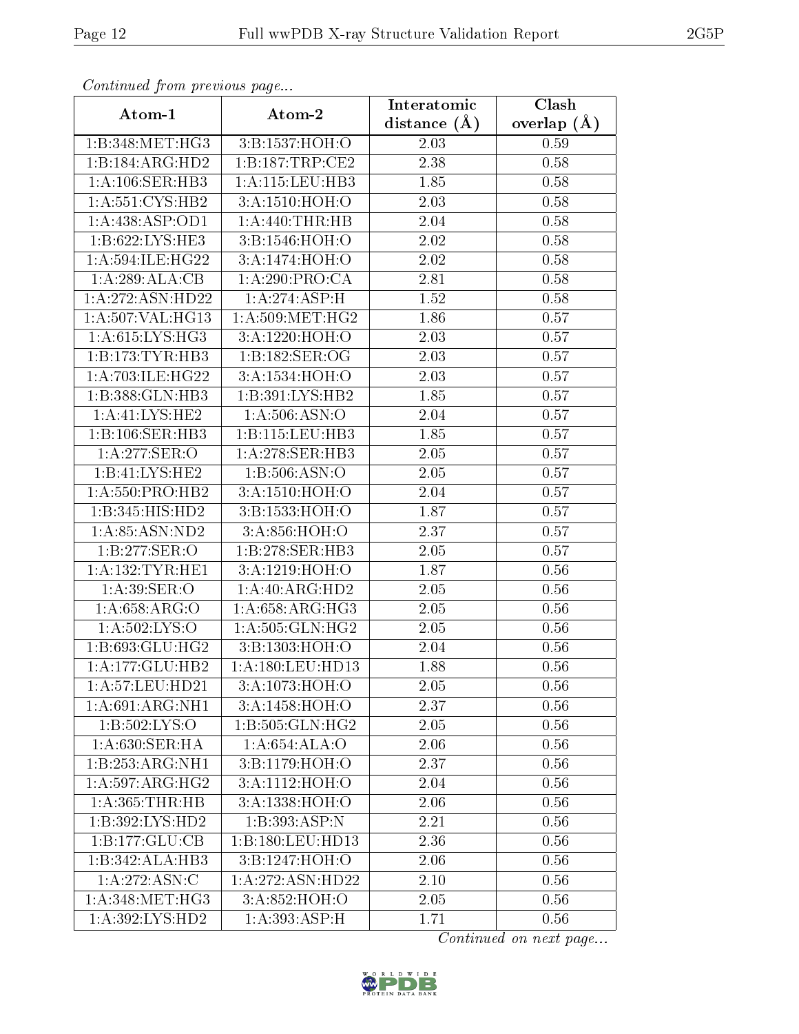*Continued from previous page...*

| Atom-1 | Atom-2 | Interatomic distance (Å) | Clash overlap (Å) |
|---|---|---|---|
| 1:B:348:MET:HG3 | 3:B:1537:HOH:O | 2.03 | 0.59 |
| 1:B:184:ARG:HD2 | 1:B:187:TRP:CE2 | 2.38 | 0.58 |
| 1:A:106:SER:HB3 | 1:A:115:LEU:HB3 | 1.85 | 0.58 |
| 1:A:551:CYS:HB2 | 3:A:1510:HOH:O | 2.03 | 0.58 |
| 1:A:438:ASP:OD1 | 1:A:440:THR:HB | 2.04 | 0.58 |
| 1:B:622:LYS:HE3 | 3:B:1546:HOH:O | 2.02 | 0.58 |
| 1:A:594:ILE:HG22 | 3:A:1474:HOH:O | 2.02 | 0.58 |
| 1:A:289:ALA:CB | 1:A:290:PRO:CA | 2.81 | 0.58 |
| 1:A:272:ASN:HD22 | 1:A:274:ASP:H | 1.52 | 0.58 |
| 1:A:507:VAL:HG13 | 1:A:509:MET:HG2 | 1.86 | 0.57 |
| 1:A:615:LYS:HG3 | 3:A:1220:HOH:O | 2.03 | 0.57 |
| 1:B:173:TYR:HB3 | 1:B:182:SER:OG | 2.03 | 0.57 |
| 1:A:703:ILE:HG22 | 3:A:1534:HOH:O | 2.03 | 0.57 |
| 1:B:388:GLN:HB3 | 1:B:391:LYS:HB2 | 1.85 | 0.57 |
| 1:A:41:LYS:HE2 | 1:A:506:ASN:O | 2.04 | 0.57 |
| 1:B:106:SER:HB3 | 1:B:115:LEU:HB3 | 1.85 | 0.57 |
| 1:A:277:SER:O | 1:A:278:SER:HB3 | 2.05 | 0.57 |
| 1:B:41:LYS:HE2 | 1:B:506:ASN:O | 2.05 | 0.57 |
| 1:A:550:PRO:HB2 | 3:A:1510:HOH:O | 2.04 | 0.57 |
| 1:B:345:HIS:HD2 | 3:B:1533:HOH:O | 1.87 | 0.57 |
| 1:A:85:ASN:ND2 | 3:A:856:HOH:O | 2.37 | 0.57 |
| 1:B:277:SER:O | 1:B:278:SER:HB3 | 2.05 | 0.57 |
| 1:A:132:TYR:HE1 | 3:A:1219:HOH:O | 1.87 | 0.56 |
| 1:A:39:SER:O | 1:A:40:ARG:HD2 | 2.05 | 0.56 |
| 1:A:658:ARG:O | 1:A:658:ARG:HG3 | 2.05 | 0.56 |
| 1:A:502:LYS:O | 1:A:505:GLN:HG2 | 2.05 | 0.56 |
| 1:B:693:GLU:HG2 | 3:B:1303:HOH:O | 2.04 | 0.56 |
| 1:A:177:GLU:HB2 | 1:A:180:LEU:HD13 | 1.88 | 0.56 |
| 1:A:57:LEU:HD21 | 3:A:1073:HOH:O | 2.05 | 0.56 |
| 1:A:691:ARG:NH1 | 3:A:1458:HOH:O | 2.37 | 0.56 |
| 1:B:502:LYS:O | 1:B:505:GLN:HG2 | 2.05 | 0.56 |
| 1:A:630:SER:HA | 1:A:654:ALA:O | 2.06 | 0.56 |
| 1:B:253:ARG:NH1 | 3:B:1179:HOH:O | 2.37 | 0.56 |
| 1:A:597:ARG:HG2 | 3:A:1112:HOH:O | 2.04 | 0.56 |
| 1:A:365:THR:HB | 3:A:1338:HOH:O | 2.06 | 0.56 |
| 1:B:392:LYS:HD2 | 1:B:393:ASP:N | 2.21 | 0.56 |
| 1:B:177:GLU:CB | 1:B:180:LEU:HD13 | 2.36 | 0.56 |
| 1:B:342:ALA:HB3 | 3:B:1247:HOH:O | 2.06 | 0.56 |
| 1:A:272:ASN:C | 1:A:272:ASN:HD22 | 2.10 | 0.56 |
| 1:A:348:MET:HG3 | 3:A:852:HOH:O | 2.05 | 0.56 |
| 1:A:392:LYS:HD2 | 1:A:393:ASP:H | 1.71 | 0.56 |

*Continued on next page...*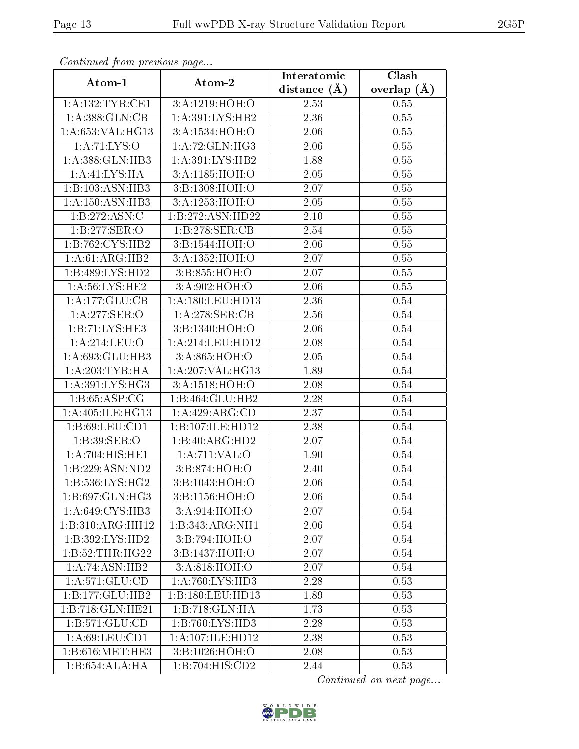*Continued from previous page...*

| Atom-1 | Atom-2 | Interatomic distance (Å) | Clash overlap (Å) |
|---|---|---|---|
| 1:A:132:TYR:CE1 | 3:A:1219:HOH:O | 2.53 | 0.55 |
| 1:A:388:GLN:CB | 1:A:391:LYS:HB2 | 2.36 | 0.55 |
| 1:A:653:VAL:HG13 | 3:A:1534:HOH:O | 2.06 | 0.55 |
| 1:A:71:LYS:O | 1:A:72:GLN:HG3 | 2.06 | 0.55 |
| 1:A:388:GLN:HB3 | 1:A:391:LYS:HB2 | 1.88 | 0.55 |
| 1:A:41:LYS:HA | 3:A:1185:HOH:O | 2.05 | 0.55 |
| 1:B:103:ASN:HB3 | 3:B:1308:HOH:O | 2.07 | 0.55 |
| 1:A:150:ASN:HB3 | 3:A:1253:HOH:O | 2.05 | 0.55 |
| 1:B:272:ASN:C | 1:B:272:ASN:HD22 | 2.10 | 0.55 |
| 1:B:277:SER:O | 1:B:278:SER:CB | 2.54 | 0.55 |
| 1:B:762:CYS:HB2 | 3:B:1544:HOH:O | 2.06 | 0.55 |
| 1:A:61:ARG:HB2 | 3:A:1352:HOH:O | 2.07 | 0.55 |
| 1:B:489:LYS:HD2 | 3:B:855:HOH:O | 2.07 | 0.55 |
| 1:A:56:LYS:HE2 | 3:A:902:HOH:O | 2.06 | 0.55 |
| 1:A:177:GLU:CB | 1:A:180:LEU:HD13 | 2.36 | 0.54 |
| 1:A:277:SER:O | 1:A:278:SER:CB | 2.56 | 0.54 |
| 1:B:71:LYS:HE3 | 3:B:1340:HOH:O | 2.06 | 0.54 |
| 1:A:214:LEU:O | 1:A:214:LEU:HD12 | 2.08 | 0.54 |
| 1:A:693:GLU:HB3 | 3:A:865:HOH:O | 2.05 | 0.54 |
| 1:A:203:TYR:HA | 1:A:207:VAL:HG13 | 1.89 | 0.54 |
| 1:A:391:LYS:HG3 | 3:A:1518:HOH:O | 2.08 | 0.54 |
| 1:B:65:ASP:CG | 1:B:464:GLU:HB2 | 2.28 | 0.54 |
| 1:A:405:ILE:HG13 | 1:A:429:ARG:CD | 2.37 | 0.54 |
| 1:B:69:LEU:CD1 | 1:B:107:ILE:HD12 | 2.38 | 0.54 |
| 1:B:39:SER:O | 1:B:40:ARG:HD2 | 2.07 | 0.54 |
| 1:A:704:HIS:HE1 | 1:A:711:VAL:O | 1.90 | 0.54 |
| 1:B:229:ASN:ND2 | 3:B:874:HOH:O | 2.40 | 0.54 |
| 1:B:536:LYS:HG2 | 3:B:1043:HOH:O | 2.06 | 0.54 |
| 1:B:697:GLN:HG3 | 3:B:1156:HOH:O | 2.06 | 0.54 |
| 1:A:649:CYS:HB3 | 3:A:914:HOH:O | 2.07 | 0.54 |
| 1:B:310:ARG:HH12 | 1:B:343:ARG:NH1 | 2.06 | 0.54 |
| 1:B:392:LYS:HD2 | 3:B:794:HOH:O | 2.07 | 0.54 |
| 1:B:52:THR:HG22 | 3:B:1437:HOH:O | 2.07 | 0.54 |
| 1:A:74:ASN:HB2 | 3:A:818:HOH:O | 2.07 | 0.54 |
| 1:A:571:GLU:CD | 1:A:760:LYS:HD3 | 2.28 | 0.53 |
| 1:B:177:GLU:HB2 | 1:B:180:LEU:HD13 | 1.89 | 0.53 |
| 1:B:718:GLN:HE21 | 1:B:718:GLN:HA | 1.73 | 0.53 |
| 1:B:571:GLU:CD | 1:B:760:LYS:HD3 | 2.28 | 0.53 |
| 1:A:69:LEU:CD1 | 1:A:107:ILE:HD12 | 2.38 | 0.53 |
| 1:B:616:MET:HE3 | 3:B:1026:HOH:O | 2.08 | 0.53 |
| 1:B:654:ALA:HA | 1:B:704:HIS:CD2 | 2.44 | 0.53 |

*Continued on next page...*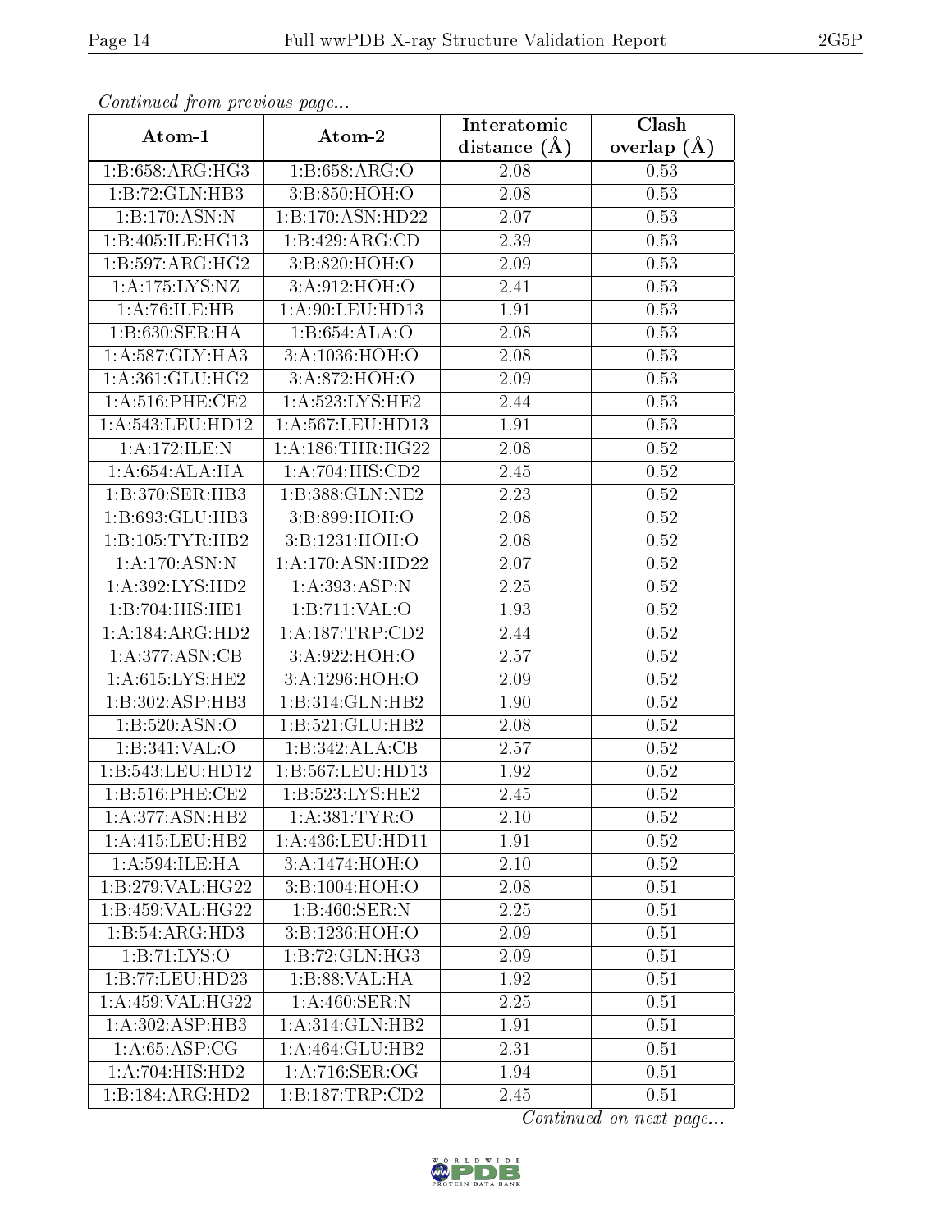*Continued from previous page...*

| Atom-1 | Atom-2 | Interatomic distance (Å) | Clash overlap (Å) |
|---|---|---|---|
| 1:B:658:ARG:HG3 | 1:B:658:ARG:O | 2.08 | 0.53 |
| 1:B:72:GLN:HB3 | 3:B:850:HOH:O | 2.08 | 0.53 |
| 1:B:170:ASN:N | 1:B:170:ASN:HD22 | 2.07 | 0.53 |
| 1:B:405:ILE:HG13 | 1:B:429:ARG:CD | 2.39 | 0.53 |
| 1:B:597:ARG:HG2 | 3:B:820:HOH:O | 2.09 | 0.53 |
| 1:A:175:LYS:NZ | 3:A:912:HOH:O | 2.41 | 0.53 |
| 1:A:76:ILE:HB | 1:A:90:LEU:HD13 | 1.91 | 0.53 |
| 1:B:630:SER:HA | 1:B:654:ALA:O | 2.08 | 0.53 |
| 1:A:587:GLY:HA3 | 3:A:1036:HOH:O | 2.08 | 0.53 |
| 1:A:361:GLU:HG2 | 3:A:872:HOH:O | 2.09 | 0.53 |
| 1:A:516:PHE:CE2 | 1:A:523:LYS:HE2 | 2.44 | 0.53 |
| 1:A:543:LEU:HD12 | 1:A:567:LEU:HD13 | 1.91 | 0.53 |
| 1:A:172:ILE:N | 1:A:186:THR:HG22 | 2.08 | 0.52 |
| 1:A:654:ALA:HA | 1:A:704:HIS:CD2 | 2.45 | 0.52 |
| 1:B:370:SER:HB3 | 1:B:388:GLN:NE2 | 2.23 | 0.52 |
| 1:B:693:GLU:HB3 | 3:B:899:HOH:O | 2.08 | 0.52 |
| 1:B:105:TYR:HB2 | 3:B:1231:HOH:O | 2.08 | 0.52 |
| 1:A:170:ASN:N | 1:A:170:ASN:HD22 | 2.07 | 0.52 |
| 1:A:392:LYS:HD2 | 1:A:393:ASP:N | 2.25 | 0.52 |
| 1:B:704:HIS:HE1 | 1:B:711:VAL:O | 1.93 | 0.52 |
| 1:A:184:ARG:HD2 | 1:A:187:TRP:CD2 | 2.44 | 0.52 |
| 1:A:377:ASN:CB | 3:A:922:HOH:O | 2.57 | 0.52 |
| 1:A:615:LYS:HE2 | 3:A:1296:HOH:O | 2.09 | 0.52 |
| 1:B:302:ASP:HB3 | 1:B:314:GLN:HB2 | 1.90 | 0.52 |
| 1:B:520:ASN:O | 1:B:521:GLU:HB2 | 2.08 | 0.52 |
| 1:B:341:VAL:O | 1:B:342:ALA:CB | 2.57 | 0.52 |
| 1:B:543:LEU:HD12 | 1:B:567:LEU:HD13 | 1.92 | 0.52 |
| 1:B:516:PHE:CE2 | 1:B:523:LYS:HE2 | 2.45 | 0.52 |
| 1:A:377:ASN:HB2 | 1:A:381:TYR:O | 2.10 | 0.52 |
| 1:A:415:LEU:HB2 | 1:A:436:LEU:HD11 | 1.91 | 0.52 |
| 1:A:594:ILE:HA | 3:A:1474:HOH:O | 2.10 | 0.52 |
| 1:B:279:VAL:HG22 | 3:B:1004:HOH:O | 2.08 | 0.51 |
| 1:B:459:VAL:HG22 | 1:B:460:SER:N | 2.25 | 0.51 |
| 1:B:54:ARG:HD3 | 3:B:1236:HOH:O | 2.09 | 0.51 |
| 1:B:71:LYS:O | 1:B:72:GLN:HG3 | 2.09 | 0.51 |
| 1:B:77:LEU:HD23 | 1:B:88:VAL:HA | 1.92 | 0.51 |
| 1:A:459:VAL:HG22 | 1:A:460:SER:N | 2.25 | 0.51 |
| 1:A:302:ASP:HB3 | 1:A:314:GLN:HB2 | 1.91 | 0.51 |
| 1:A:65:ASP:CG | 1:A:464:GLU:HB2 | 2.31 | 0.51 |
| 1:A:704:HIS:HD2 | 1:A:716:SER:OG | 1.94 | 0.51 |
| 1:B:184:ARG:HD2 | 1:B:187:TRP:CD2 | 2.45 | 0.51 |

*Continued on next page...*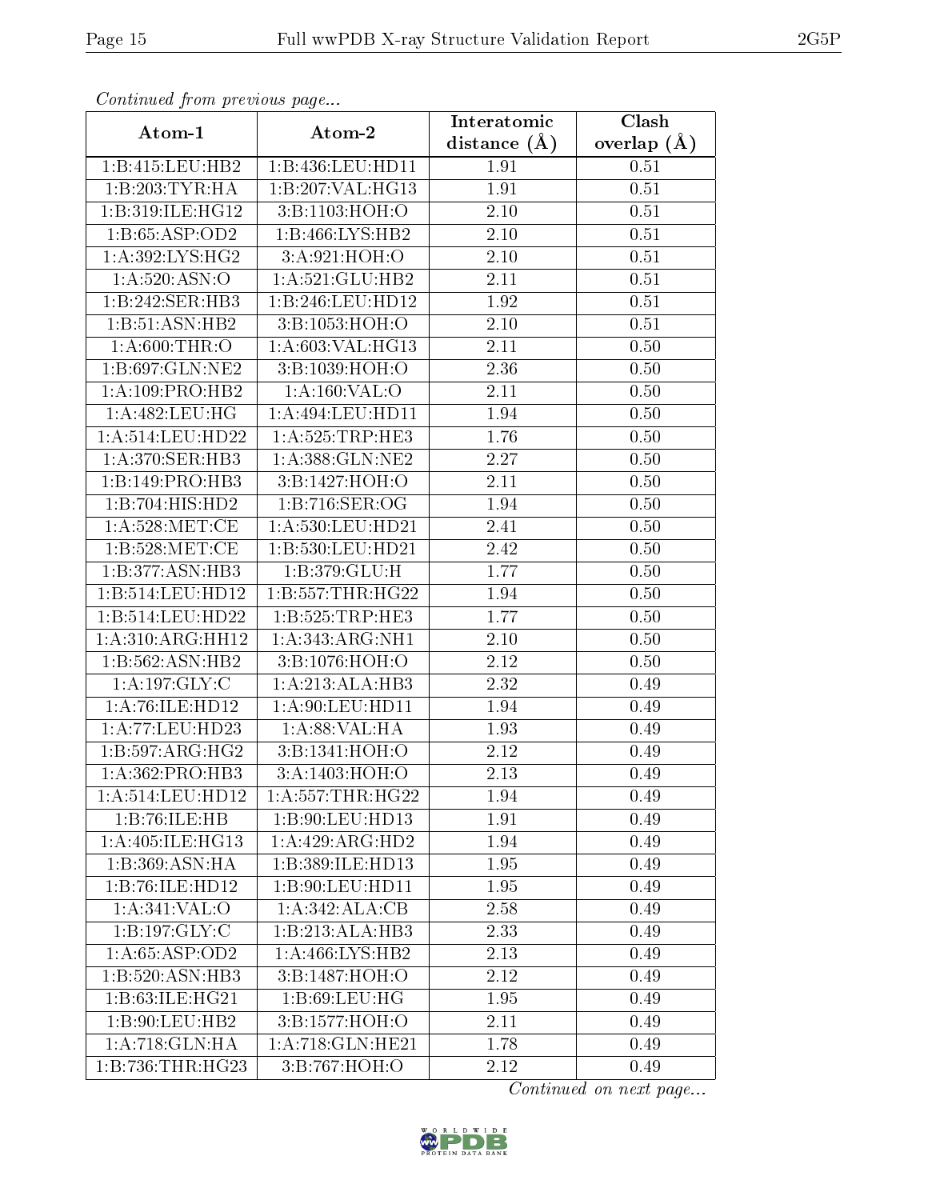*Continued from previous page...*

| Atom-1 | Atom-2 | Interatomic distance (Å) | Clash overlap (Å) |
|---|---|---|---|
| 1:B:415:LEU:HB2 | 1:B:436:LEU:HD11 | 1.91 | 0.51 |
| 1:B:203:TYR:HA | 1:B:207:VAL:HG13 | 1.91 | 0.51 |
| 1:B:319:ILE:HG12 | 3:B:1103:HOH:O | 2.10 | 0.51 |
| 1:B:65:ASP:OD2 | 1:B:466:LYS:HB2 | 2.10 | 0.51 |
| 1:A:392:LYS:HG2 | 3:A:921:HOH:O | 2.10 | 0.51 |
| 1:A:520:ASN:O | 1:A:521:GLU:HB2 | 2.11 | 0.51 |
| 1:B:242:SER:HB3 | 1:B:246:LEU:HD12 | 1.92 | 0.51 |
| 1:B:51:ASN:HB2 | 3:B:1053:HOH:O | 2.10 | 0.51 |
| 1:A:600:THR:O | 1:A:603:VAL:HG13 | 2.11 | 0.50 |
| 1:B:697:GLN:NE2 | 3:B:1039:HOH:O | 2.36 | 0.50 |
| 1:A:109:PRO:HB2 | 1:A:160:VAL:O | 2.11 | 0.50 |
| 1:A:482:LEU:HG | 1:A:494:LEU:HD11 | 1.94 | 0.50 |
| 1:A:514:LEU:HD22 | 1:A:525:TRP:HE3 | 1.76 | 0.50 |
| 1:A:370:SER:HB3 | 1:A:388:GLN:NE2 | 2.27 | 0.50 |
| 1:B:149:PRO:HB3 | 3:B:1427:HOH:O | 2.11 | 0.50 |
| 1:B:704:HIS:HD2 | 1:B:716:SER:OG | 1.94 | 0.50 |
| 1:A:528:MET:CE | 1:A:530:LEU:HD21 | 2.41 | 0.50 |
| 1:B:528:MET:CE | 1:B:530:LEU:HD21 | 2.42 | 0.50 |
| 1:B:377:ASN:HB3 | 1:B:379:GLU:H | 1.77 | 0.50 |
| 1:B:514:LEU:HD12 | 1:B:557:THR:HG22 | 1.94 | 0.50 |
| 1:B:514:LEU:HD22 | 1:B:525:TRP:HE3 | 1.77 | 0.50 |
| 1:A:310:ARG:HH12 | 1:A:343:ARG:NH1 | 2.10 | 0.50 |
| 1:B:562:ASN:HB2 | 3:B:1076:HOH:O | 2.12 | 0.50 |
| 1:A:197:GLY:C | 1:A:213:ALA:HB3 | 2.32 | 0.49 |
| 1:A:76:ILE:HD12 | 1:A:90:LEU:HD11 | 1.94 | 0.49 |
| 1:A:77:LEU:HD23 | 1:A:88:VAL:HA | 1.93 | 0.49 |
| 1:B:597:ARG:HG2 | 3:B:1341:HOH:O | 2.12 | 0.49 |
| 1:A:362:PRO:HB3 | 3:A:1403:HOH:O | 2.13 | 0.49 |
| 1:A:514:LEU:HD12 | 1:A:557:THR:HG22 | 1.94 | 0.49 |
| 1:B:76:ILE:HB | 1:B:90:LEU:HD13 | 1.91 | 0.49 |
| 1:A:405:ILE:HG13 | 1:A:429:ARG:HD2 | 1.94 | 0.49 |
| 1:B:369:ASN:HA | 1:B:389:ILE:HD13 | 1.95 | 0.49 |
| 1:B:76:ILE:HD12 | 1:B:90:LEU:HD11 | 1.95 | 0.49 |
| 1:A:341:VAL:O | 1:A:342:ALA:CB | 2.58 | 0.49 |
| 1:B:197:GLY:C | 1:B:213:ALA:HB3 | 2.33 | 0.49 |
| 1:A:65:ASP:OD2 | 1:A:466:LYS:HB2 | 2.13 | 0.49 |
| 1:B:520:ASN:HB3 | 3:B:1487:HOH:O | 2.12 | 0.49 |
| 1:B:63:ILE:HG21 | 1:B:69:LEU:HG | 1.95 | 0.49 |
| 1:B:90:LEU:HB2 | 3:B:1577:HOH:O | 2.11 | 0.49 |
| 1:A:718:GLN:HA | 1:A:718:GLN:HE21 | 1.78 | 0.49 |
| 1:B:736:THR:HG23 | 3:B:767:HOH:O | 2.12 | 0.49 |

*Continued on next page...*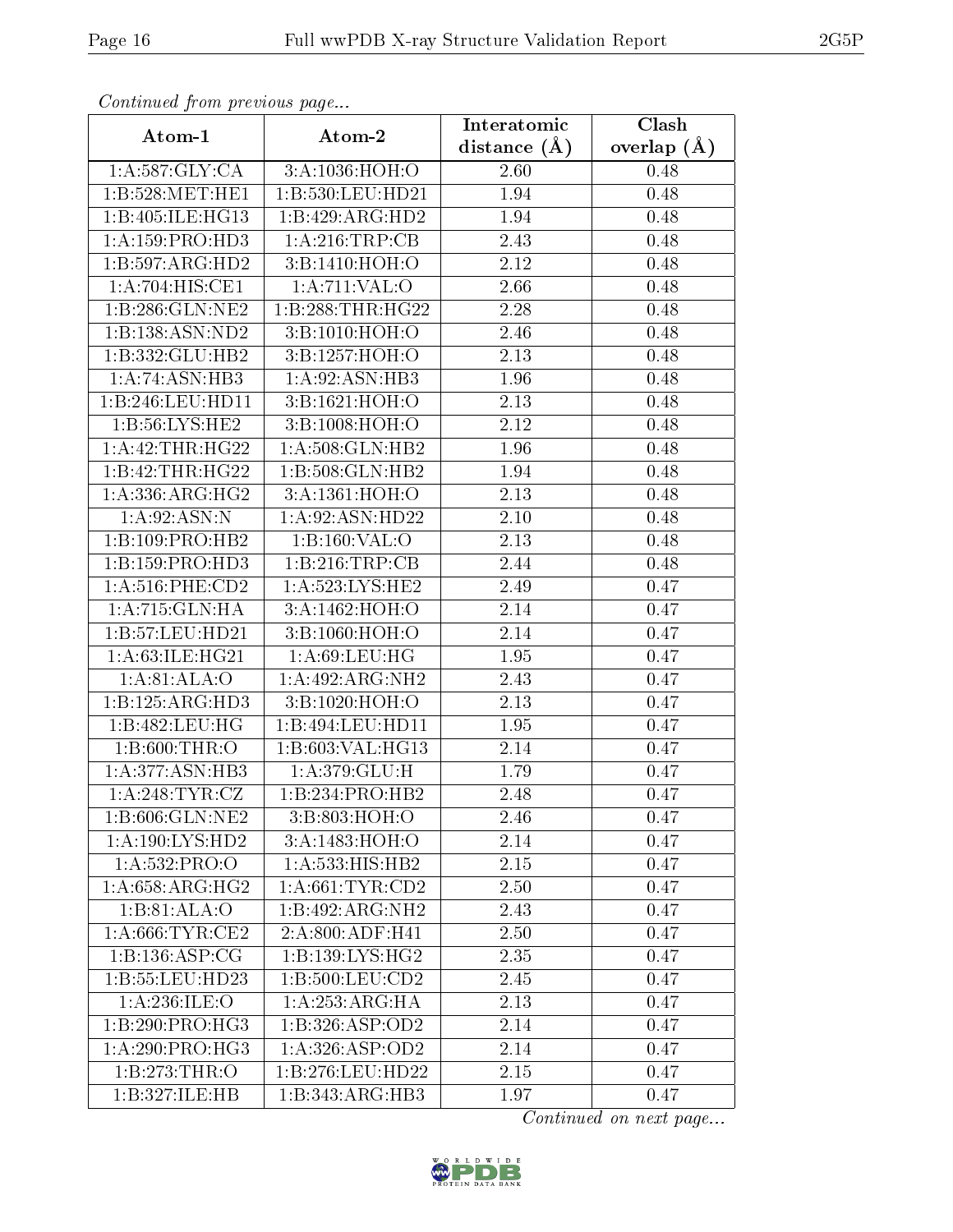*Continued from previous page...*

| Atom-1 | Atom-2 | Interatomic distance (Å) | Clash overlap (Å) |
|---|---|---|---|
| 1:A:587:GLY:CA | 3:A:1036:HOH:O | 2.60 | 0.48 |
| 1:B:528:MET:HE1 | 1:B:530:LEU:HD21 | 1.94 | 0.48 |
| 1:B:405:ILE:HG13 | 1:B:429:ARG:HD2 | 1.94 | 0.48 |
| 1:A:159:PRO:HD3 | 1:A:216:TRP:CB | 2.43 | 0.48 |
| 1:B:597:ARG:HD2 | 3:B:1410:HOH:O | 2.12 | 0.48 |
| 1:A:704:HIS:CE1 | 1:A:711:VAL:O | 2.66 | 0.48 |
| 1:B:286:GLN:NE2 | 1:B:288:THR:HG22 | 2.28 | 0.48 |
| 1:B:138:ASN:ND2 | 3:B:1010:HOH:O | 2.46 | 0.48 |
| 1:B:332:GLU:HB2 | 3:B:1257:HOH:O | 2.13 | 0.48 |
| 1:A:74:ASN:HB3 | 1:A:92:ASN:HB3 | 1.96 | 0.48 |
| 1:B:246:LEU:HD11 | 3:B:1621:HOH:O | 2.13 | 0.48 |
| 1:B:56:LYS:HE2 | 3:B:1008:HOH:O | 2.12 | 0.48 |
| 1:A:42:THR:HG22 | 1:A:508:GLN:HB2 | 1.96 | 0.48 |
| 1:B:42:THR:HG22 | 1:B:508:GLN:HB2 | 1.94 | 0.48 |
| 1:A:336:ARG:HG2 | 3:A:1361:HOH:O | 2.13 | 0.48 |
| 1:A:92:ASN:N | 1:A:92:ASN:HD22 | 2.10 | 0.48 |
| 1:B:109:PRO:HB2 | 1:B:160:VAL:O | 2.13 | 0.48 |
| 1:B:159:PRO:HD3 | 1:B:216:TRP:CB | 2.44 | 0.48 |
| 1:A:516:PHE:CD2 | 1:A:523:LYS:HE2 | 2.49 | 0.47 |
| 1:A:715:GLN:HA | 3:A:1462:HOH:O | 2.14 | 0.47 |
| 1:B:57:LEU:HD21 | 3:B:1060:HOH:O | 2.14 | 0.47 |
| 1:A:63:ILE:HG21 | 1:A:69:LEU:HG | 1.95 | 0.47 |
| 1:A:81:ALA:O | 1:A:492:ARG:NH2 | 2.43 | 0.47 |
| 1:B:125:ARG:HD3 | 3:B:1020:HOH:O | 2.13 | 0.47 |
| 1:B:482:LEU:HG | 1:B:494:LEU:HD11 | 1.95 | 0.47 |
| 1:B:600:THR:O | 1:B:603:VAL:HG13 | 2.14 | 0.47 |
| 1:A:377:ASN:HB3 | 1:A:379:GLU:H | 1.79 | 0.47 |
| 1:A:248:TYR:CZ | 1:B:234:PRO:HB2 | 2.48 | 0.47 |
| 1:B:606:GLN:NE2 | 3:B:803:HOH:O | 2.46 | 0.47 |
| 1:A:190:LYS:HD2 | 3:A:1483:HOH:O | 2.14 | 0.47 |
| 1:A:532:PRO:O | 1:A:533:HIS:HB2 | 2.15 | 0.47 |
| 1:A:658:ARG:HG2 | 1:A:661:TYR:CD2 | 2.50 | 0.47 |
| 1:B:81:ALA:O | 1:B:492:ARG:NH2 | 2.43 | 0.47 |
| 1:A:666:TYR:CE2 | 2:A:800:ADF:H41 | 2.50 | 0.47 |
| 1:B:136:ASP:CG | 1:B:139:LYS:HG2 | 2.35 | 0.47 |
| 1:B:55:LEU:HD23 | 1:B:500:LEU:CD2 | 2.45 | 0.47 |
| 1:A:236:ILE:O | 1:A:253:ARG:HA | 2.13 | 0.47 |
| 1:B:290:PRO:HG3 | 1:B:326:ASP:OD2 | 2.14 | 0.47 |
| 1:A:290:PRO:HG3 | 1:A:326:ASP:OD2 | 2.14 | 0.47 |
| 1:B:273:THR:O | 1:B:276:LEU:HD22 | 2.15 | 0.47 |
| 1:B:327:ILE:HB | 1:B:343:ARG:HB3 | 1.97 | 0.47 |

*Continued on next page...*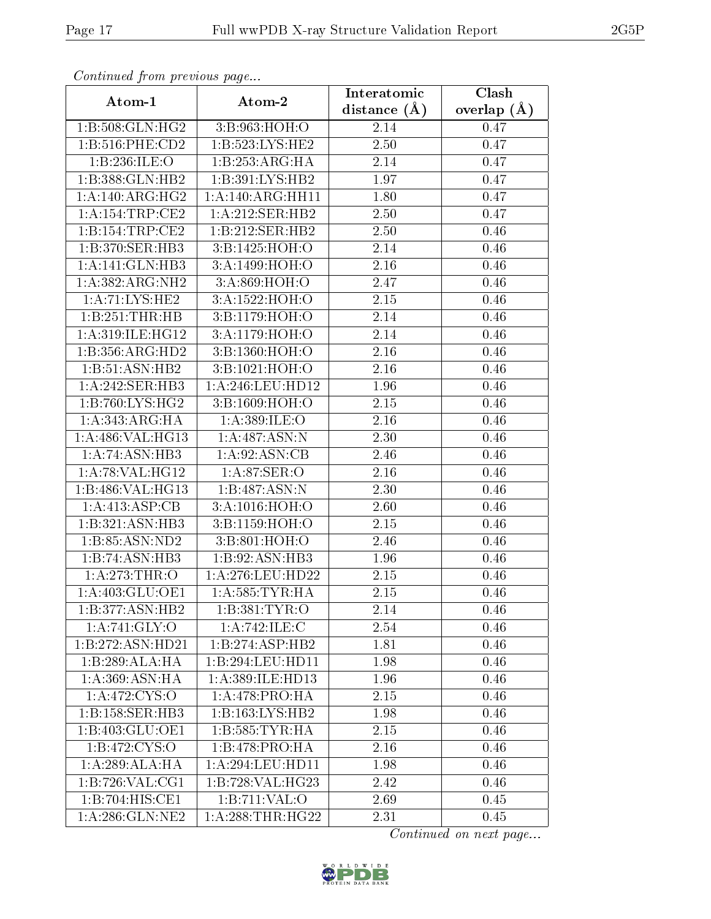*Continued from previous page...*

| Atom-1 | Atom-2 | Interatomic distance (Å) | Clash overlap (Å) |
|---|---|---|---|
| 1:B:508:GLN:HG2 | 3:B:963:HOH:O | 2.14 | 0.47 |
| 1:B:516:PHE:CD2 | 1:B:523:LYS:HE2 | 2.50 | 0.47 |
| 1:B:236:ILE:O | 1:B:253:ARG:HA | 2.14 | 0.47 |
| 1:B:388:GLN:HB2 | 1:B:391:LYS:HB2 | 1.97 | 0.47 |
| 1:A:140:ARG:HG2 | 1:A:140:ARG:HH11 | 1.80 | 0.47 |
| 1:A:154:TRP:CE2 | 1:A:212:SER:HB2 | 2.50 | 0.47 |
| 1:B:154:TRP:CE2 | 1:B:212:SER:HB2 | 2.50 | 0.46 |
| 1:B:370:SER:HB3 | 3:B:1425:HOH:O | 2.14 | 0.46 |
| 1:A:141:GLN:HB3 | 3:A:1499:HOH:O | 2.16 | 0.46 |
| 1:A:382:ARG:NH2 | 3:A:869:HOH:O | 2.47 | 0.46 |
| 1:A:71:LYS:HE2 | 3:A:1522:HOH:O | 2.15 | 0.46 |
| 1:B:251:THR:HB | 3:B:1179:HOH:O | 2.14 | 0.46 |
| 1:A:319:ILE:HG12 | 3:A:1179:HOH:O | 2.14 | 0.46 |
| 1:B:356:ARG:HD2 | 3:B:1360:HOH:O | 2.16 | 0.46 |
| 1:B:51:ASN:HB2 | 3:B:1021:HOH:O | 2.16 | 0.46 |
| 1:A:242:SER:HB3 | 1:A:246:LEU:HD12 | 1.96 | 0.46 |
| 1:B:760:LYS:HG2 | 3:B:1609:HOH:O | 2.15 | 0.46 |
| 1:A:343:ARG:HA | 1:A:389:ILE:O | 2.16 | 0.46 |
| 1:A:486:VAL:HG13 | 1:A:487:ASN:N | 2.30 | 0.46 |
| 1:A:74:ASN:HB3 | 1:A:92:ASN:CB | 2.46 | 0.46 |
| 1:A:78:VAL:HG12 | 1:A:87:SER:O | 2.16 | 0.46 |
| 1:B:486:VAL:HG13 | 1:B:487:ASN:N | 2.30 | 0.46 |
| 1:A:413:ASP:CB | 3:A:1016:HOH:O | 2.60 | 0.46 |
| 1:B:321:ASN:HB3 | 3:B:1159:HOH:O | 2.15 | 0.46 |
| 1:B:85:ASN:ND2 | 3:B:801:HOH:O | 2.46 | 0.46 |
| 1:B:74:ASN:HB3 | 1:B:92:ASN:HB3 | 1.96 | 0.46 |
| 1:A:273:THR:O | 1:A:276:LEU:HD22 | 2.15 | 0.46 |
| 1:A:403:GLU:OE1 | 1:A:585:TYR:HA | 2.15 | 0.46 |
| 1:B:377:ASN:HB2 | 1:B:381:TYR:O | 2.14 | 0.46 |
| 1:A:741:GLY:O | 1:A:742:ILE:C | 2.54 | 0.46 |
| 1:B:272:ASN:HD21 | 1:B:274:ASP:HB2 | 1.81 | 0.46 |
| 1:B:289:ALA:HA | 1:B:294:LEU:HD11 | 1.98 | 0.46 |
| 1:A:369:ASN:HA | 1:A:389:ILE:HD13 | 1.96 | 0.46 |
| 1:A:472:CYS:O | 1:A:478:PRO:HA | 2.15 | 0.46 |
| 1:B:158:SER:HB3 | 1:B:163:LYS:HB2 | 1.98 | 0.46 |
| 1:B:403:GLU:OE1 | 1:B:585:TYR:HA | 2.15 | 0.46 |
| 1:B:472:CYS:O | 1:B:478:PRO:HA | 2.16 | 0.46 |
| 1:A:289:ALA:HA | 1:A:294:LEU:HD11 | 1.98 | 0.46 |
| 1:B:726:VAL:CG1 | 1:B:728:VAL:HG23 | 2.42 | 0.46 |
| 1:B:704:HIS:CE1 | 1:B:711:VAL:O | 2.69 | 0.45 |
| 1:A:286:GLN:NE2 | 1:A:288:THR:HG22 | 2.31 | 0.45 |

*Continued on next page...*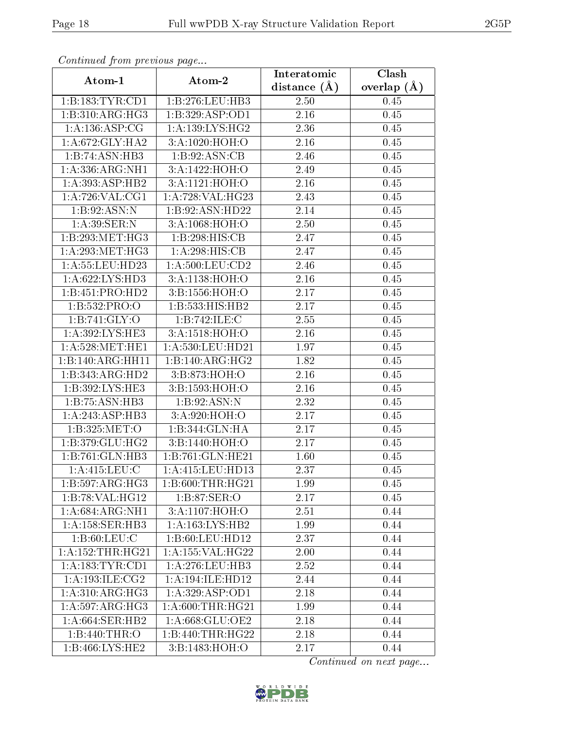*Continued from previous page...*

| Atom-1 | Atom-2 | Interatomic distance (Å) | Clash overlap (Å) |
|---|---|---|---|
| 1:B:183:TYR:CD1 | 1:B:276:LEU:HB3 | 2.50 | 0.45 |
| 1:B:310:ARG:HG3 | 1:B:329:ASP:OD1 | 2.16 | 0.45 |
| 1:A:136:ASP:CG | 1:A:139:LYS:HG2 | 2.36 | 0.45 |
| 1:A:672:GLY:HA2 | 3:A:1020:HOH:O | 2.16 | 0.45 |
| 1:B:74:ASN:HB3 | 1:B:92:ASN:CB | 2.46 | 0.45 |
| 1:A:336:ARG:NH1 | 3:A:1422:HOH:O | 2.49 | 0.45 |
| 1:A:393:ASP:HB2 | 3:A:1121:HOH:O | 2.16 | 0.45 |
| 1:A:726:VAL:CG1 | 1:A:728:VAL:HG23 | 2.43 | 0.45 |
| 1:B:92:ASN:N | 1:B:92:ASN:HD22 | 2.14 | 0.45 |
| 1:A:39:SER:N | 3:A:1068:HOH:O | 2.50 | 0.45 |
| 1:B:293:MET:HG3 | 1:B:298:HIS:CB | 2.47 | 0.45 |
| 1:A:293:MET:HG3 | 1:A:298:HIS:CB | 2.47 | 0.45 |
| 1:A:55:LEU:HD23 | 1:A:500:LEU:CD2 | 2.46 | 0.45 |
| 1:A:622:LYS:HD3 | 3:A:1138:HOH:O | 2.16 | 0.45 |
| 1:B:451:PRO:HD2 | 3:B:1556:HOH:O | 2.17 | 0.45 |
| 1:B:532:PRO:O | 1:B:533:HIS:HB2 | 2.17 | 0.45 |
| 1:B:741:GLY:O | 1:B:742:ILE:C | 2.55 | 0.45 |
| 1:A:392:LYS:HE3 | 3:A:1518:HOH:O | 2.16 | 0.45 |
| 1:A:528:MET:HE1 | 1:A:530:LEU:HD21 | 1.97 | 0.45 |
| 1:B:140:ARG:HH11 | 1:B:140:ARG:HG2 | 1.82 | 0.45 |
| 1:B:343:ARG:HD2 | 3:B:873:HOH:O | 2.16 | 0.45 |
| 1:B:392:LYS:HE3 | 3:B:1593:HOH:O | 2.16 | 0.45 |
| 1:B:75:ASN:HB3 | 1:B:92:ASN:N | 2.32 | 0.45 |
| 1:A:243:ASP:HB3 | 3:A:920:HOH:O | 2.17 | 0.45 |
| 1:B:325:MET:O | 1:B:344:GLN:HA | 2.17 | 0.45 |
| 1:B:379:GLU:HG2 | 3:B:1440:HOH:O | 2.17 | 0.45 |
| 1:B:761:GLN:HB3 | 1:B:761:GLN:HE21 | 1.60 | 0.45 |
| 1:A:415:LEU:C | 1:A:415:LEU:HD13 | 2.37 | 0.45 |
| 1:B:597:ARG:HG3 | 1:B:600:THR:HG21 | 1.99 | 0.45 |
| 1:B:78:VAL:HG12 | 1:B:87:SER:O | 2.17 | 0.45 |
| 1:A:684:ARG:NH1 | 3:A:1107:HOH:O | 2.51 | 0.44 |
| 1:A:158:SER:HB3 | 1:A:163:LYS:HB2 | 1.99 | 0.44 |
| 1:B:60:LEU:C | 1:B:60:LEU:HD12 | 2.37 | 0.44 |
| 1:A:152:THR:HG21 | 1:A:155:VAL:HG22 | 2.00 | 0.44 |
| 1:A:183:TYR:CD1 | 1:A:276:LEU:HB3 | 2.52 | 0.44 |
| 1:A:193:ILE:CG2 | 1:A:194:ILE:HD12 | 2.44 | 0.44 |
| 1:A:310:ARG:HG3 | 1:A:329:ASP:OD1 | 2.18 | 0.44 |
| 1:A:597:ARG:HG3 | 1:A:600:THR:HG21 | 1.99 | 0.44 |
| 1:A:664:SER:HB2 | 1:A:668:GLU:OE2 | 2.18 | 0.44 |
| 1:B:440:THR:O | 1:B:440:THR:HG22 | 2.18 | 0.44 |
| 1:B:466:LYS:HE2 | 3:B:1483:HOH:O | 2.17 | 0.44 |

*Continued on next page...*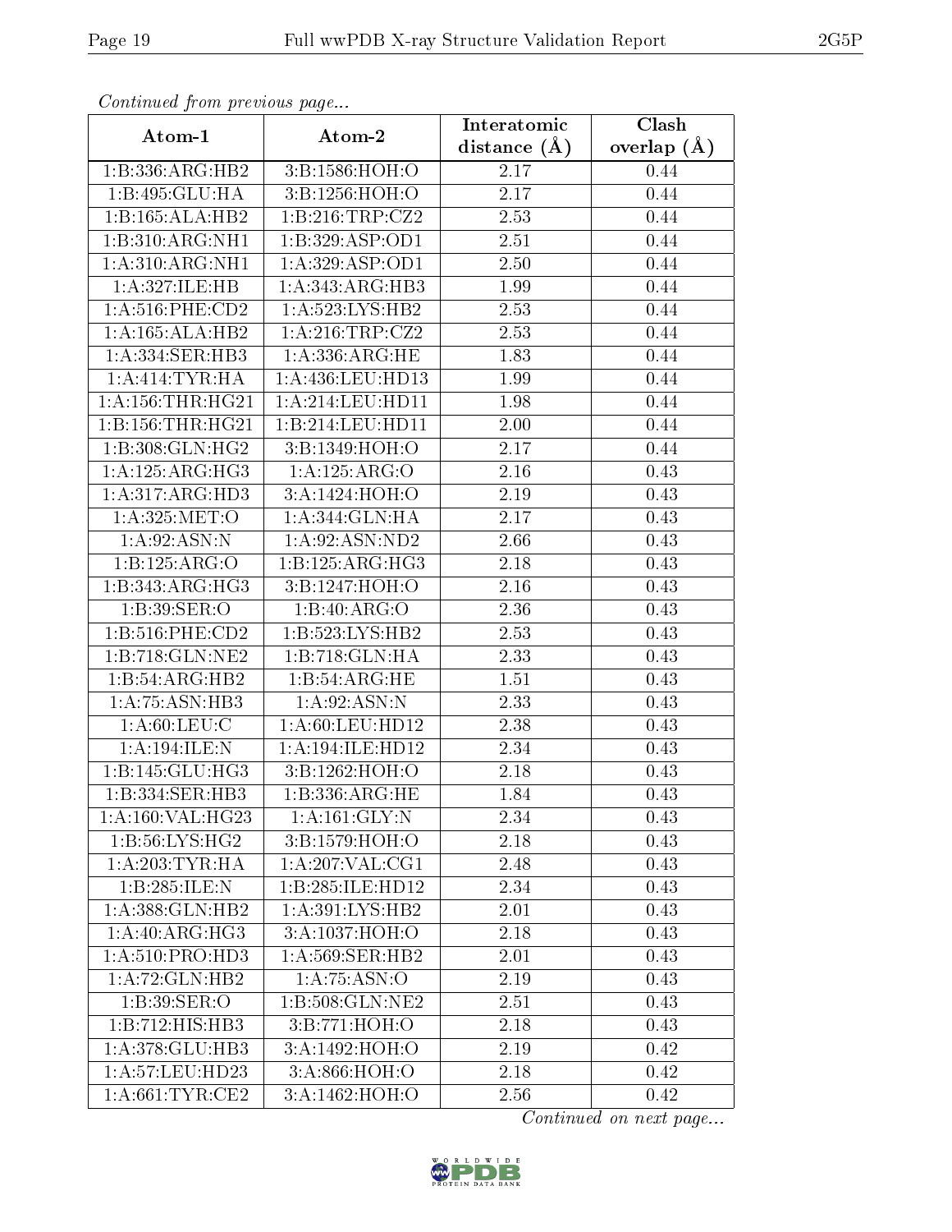*Continued from previous page...*

| Atom-1 | Atom-2 | Interatomic distance (Å) | Clash overlap (Å) |
|---|---|---|---|
| 1:B:336:ARG:HB2 | 3:B:1586:HOH:O | 2.17 | 0.44 |
| 1:B:495:GLU:HA | 3:B:1256:HOH:O | 2.17 | 0.44 |
| 1:B:165:ALA:HB2 | 1:B:216:TRP:CZ2 | 2.53 | 0.44 |
| 1:B:310:ARG:NH1 | 1:B:329:ASP:OD1 | 2.51 | 0.44 |
| 1:A:310:ARG:NH1 | 1:A:329:ASP:OD1 | 2.50 | 0.44 |
| 1:A:327:ILE:HB | 1:A:343:ARG:HB3 | 1.99 | 0.44 |
| 1:A:516:PHE:CD2 | 1:A:523:LYS:HB2 | 2.53 | 0.44 |
| 1:A:165:ALA:HB2 | 1:A:216:TRP:CZ2 | 2.53 | 0.44 |
| 1:A:334:SER:HB3 | 1:A:336:ARG:HE | 1.83 | 0.44 |
| 1:A:414:TYR:HA | 1:A:436:LEU:HD13 | 1.99 | 0.44 |
| 1:A:156:THR:HG21 | 1:A:214:LEU:HD11 | 1.98 | 0.44 |
| 1:B:156:THR:HG21 | 1:B:214:LEU:HD11 | 2.00 | 0.44 |
| 1:B:308:GLN:HG2 | 3:B:1349:HOH:O | 2.17 | 0.44 |
| 1:A:125:ARG:HG3 | 1:A:125:ARG:O | 2.16 | 0.43 |
| 1:A:317:ARG:HD3 | 3:A:1424:HOH:O | 2.19 | 0.43 |
| 1:A:325:MET:O | 1:A:344:GLN:HA | 2.17 | 0.43 |
| 1:A:92:ASN:N | 1:A:92:ASN:ND2 | 2.66 | 0.43 |
| 1:B:125:ARG:O | 1:B:125:ARG:HG3 | 2.18 | 0.43 |
| 1:B:343:ARG:HG3 | 3:B:1247:HOH:O | 2.16 | 0.43 |
| 1:B:39:SER:O | 1:B:40:ARG:O | 2.36 | 0.43 |
| 1:B:516:PHE:CD2 | 1:B:523:LYS:HB2 | 2.53 | 0.43 |
| 1:B:718:GLN:NE2 | 1:B:718:GLN:HA | 2.33 | 0.43 |
| 1:B:54:ARG:HB2 | 1:B:54:ARG:HE | 1.51 | 0.43 |
| 1:A:75:ASN:HB3 | 1:A:92:ASN:N | 2.33 | 0.43 |
| 1:A:60:LEU:C | 1:A:60:LEU:HD12 | 2.38 | 0.43 |
| 1:A:194:ILE:N | 1:A:194:ILE:HD12 | 2.34 | 0.43 |
| 1:B:145:GLU:HG3 | 3:B:1262:HOH:O | 2.18 | 0.43 |
| 1:B:334:SER:HB3 | 1:B:336:ARG:HE | 1.84 | 0.43 |
| 1:A:160:VAL:HG23 | 1:A:161:GLY:N | 2.34 | 0.43 |
| 1:B:56:LYS:HG2 | 3:B:1579:HOH:O | 2.18 | 0.43 |
| 1:A:203:TYR:HA | 1:A:207:VAL:CG1 | 2.48 | 0.43 |
| 1:B:285:ILE:N | 1:B:285:ILE:HD12 | 2.34 | 0.43 |
| 1:A:388:GLN:HB2 | 1:A:391:LYS:HB2 | 2.01 | 0.43 |
| 1:A:40:ARG:HG3 | 3:A:1037:HOH:O | 2.18 | 0.43 |
| 1:A:510:PRO:HD3 | 1:A:569:SER:HB2 | 2.01 | 0.43 |
| 1:A:72:GLN:HB2 | 1:A:75:ASN:O | 2.19 | 0.43 |
| 1:B:39:SER:O | 1:B:508:GLN:NE2 | 2.51 | 0.43 |
| 1:B:712:HIS:HB3 | 3:B:771:HOH:O | 2.18 | 0.43 |
| 1:A:378:GLU:HB3 | 3:A:1492:HOH:O | 2.19 | 0.42 |
| 1:A:57:LEU:HD23 | 3:A:866:HOH:O | 2.18 | 0.42 |
| 1:A:661:TYR:CE2 | 3:A:1462:HOH:O | 2.56 | 0.42 |

*Continued on next page...*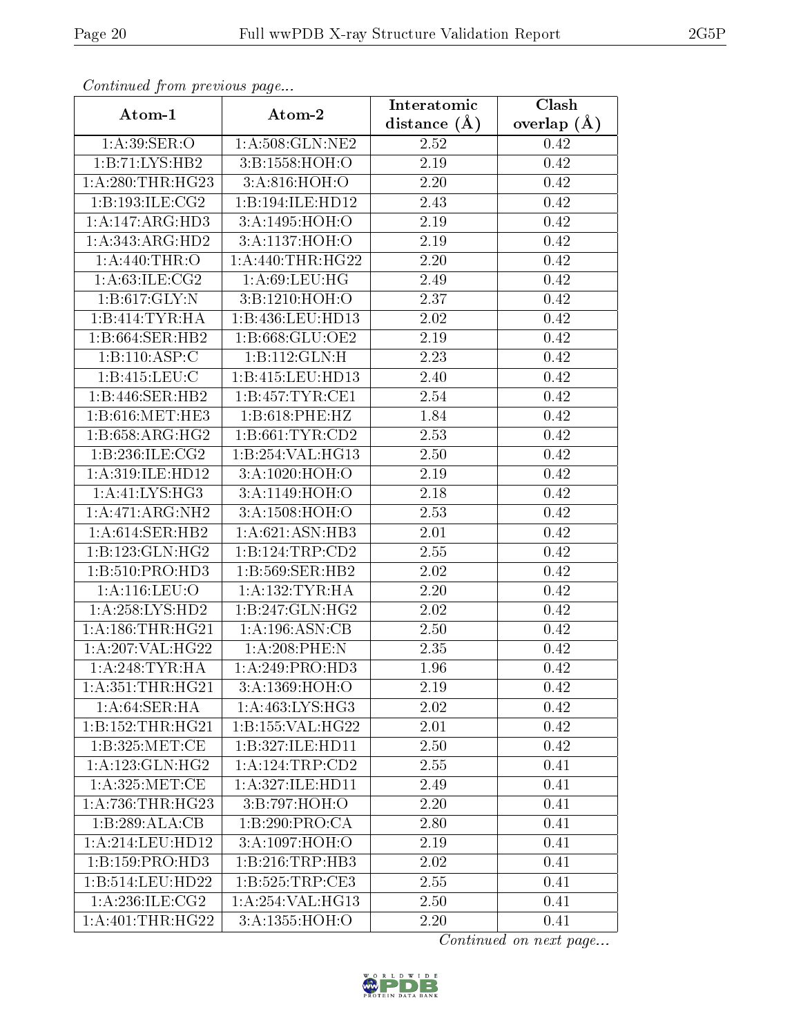*Continued from previous page...*

| Atom-1 | Atom-2 | Interatomic distance (Å) | Clash overlap (Å) |
|---|---|---|---|
| 1:A:39:SER:O | 1:A:508:GLN:NE2 | 2.52 | 0.42 |
| 1:B:71:LYS:HB2 | 3:B:1558:HOH:O | 2.19 | 0.42 |
| 1:A:280:THR:HG23 | 3:A:816:HOH:O | 2.20 | 0.42 |
| 1:B:193:ILE:CG2 | 1:B:194:ILE:HD12 | 2.43 | 0.42 |
| 1:A:147:ARG:HD3 | 3:A:1495:HOH:O | 2.19 | 0.42 |
| 1:A:343:ARG:HD2 | 3:A:1137:HOH:O | 2.19 | 0.42 |
| 1:A:440:THR:O | 1:A:440:THR:HG22 | 2.20 | 0.42 |
| 1:A:63:ILE:CG2 | 1:A:69:LEU:HG | 2.49 | 0.42 |
| 1:B:617:GLY:N | 3:B:1210:HOH:O | 2.37 | 0.42 |
| 1:B:414:TYR:HA | 1:B:436:LEU:HD13 | 2.02 | 0.42 |
| 1:B:664:SER:HB2 | 1:B:668:GLU:OE2 | 2.19 | 0.42 |
| 1:B:110:ASP:C | 1:B:112:GLN:H | 2.23 | 0.42 |
| 1:B:415:LEU:C | 1:B:415:LEU:HD13 | 2.40 | 0.42 |
| 1:B:446:SER:HB2 | 1:B:457:TYR:CE1 | 2.54 | 0.42 |
| 1:B:616:MET:HE3 | 1:B:618:PHE:HZ | 1.84 | 0.42 |
| 1:B:658:ARG:HG2 | 1:B:661:TYR:CD2 | 2.53 | 0.42 |
| 1:B:236:ILE:CG2 | 1:B:254:VAL:HG13 | 2.50 | 0.42 |
| 1:A:319:ILE:HD12 | 3:A:1020:HOH:O | 2.19 | 0.42 |
| 1:A:41:LYS:HG3 | 3:A:1149:HOH:O | 2.18 | 0.42 |
| 1:A:471:ARG:NH2 | 3:A:1508:HOH:O | 2.53 | 0.42 |
| 1:A:614:SER:HB2 | 1:A:621:ASN:HB3 | 2.01 | 0.42 |
| 1:B:123:GLN:HG2 | 1:B:124:TRP:CD2 | 2.55 | 0.42 |
| 1:B:510:PRO:HD3 | 1:B:569:SER:HB2 | 2.02 | 0.42 |
| 1:A:116:LEU:O | 1:A:132:TYR:HA | 2.20 | 0.42 |
| 1:A:258:LYS:HD2 | 1:B:247:GLN:HG2 | 2.02 | 0.42 |
| 1:A:186:THR:HG21 | 1:A:196:ASN:CB | 2.50 | 0.42 |
| 1:A:207:VAL:HG22 | 1:A:208:PHE:N | 2.35 | 0.42 |
| 1:A:248:TYR:HA | 1:A:249:PRO:HD3 | 1.96 | 0.42 |
| 1:A:351:THR:HG21 | 3:A:1369:HOH:O | 2.19 | 0.42 |
| 1:A:64:SER:HA | 1:A:463:LYS:HG3 | 2.02 | 0.42 |
| 1:B:152:THR:HG21 | 1:B:155:VAL:HG22 | 2.01 | 0.42 |
| 1:B:325:MET:CE | 1:B:327:ILE:HD11 | 2.50 | 0.42 |
| 1:A:123:GLN:HG2 | 1:A:124:TRP:CD2 | 2.55 | 0.41 |
| 1:A:325:MET:CE | 1:A:327:ILE:HD11 | 2.49 | 0.41 |
| 1:A:736:THR:HG23 | 3:B:797:HOH:O | 2.20 | 0.41 |
| 1:B:289:ALA:CB | 1:B:290:PRO:CA | 2.80 | 0.41 |
| 1:A:214:LEU:HD12 | 3:A:1097:HOH:O | 2.19 | 0.41 |
| 1:B:159:PRO:HD3 | 1:B:216:TRP:HB3 | 2.02 | 0.41 |
| 1:B:514:LEU:HD22 | 1:B:525:TRP:CE3 | 2.55 | 0.41 |
| 1:A:236:ILE:CG2 | 1:A:254:VAL:HG13 | 2.50 | 0.41 |
| 1:A:401:THR:HG22 | 3:A:1355:HOH:O | 2.20 | 0.41 |

*Continued on next page...*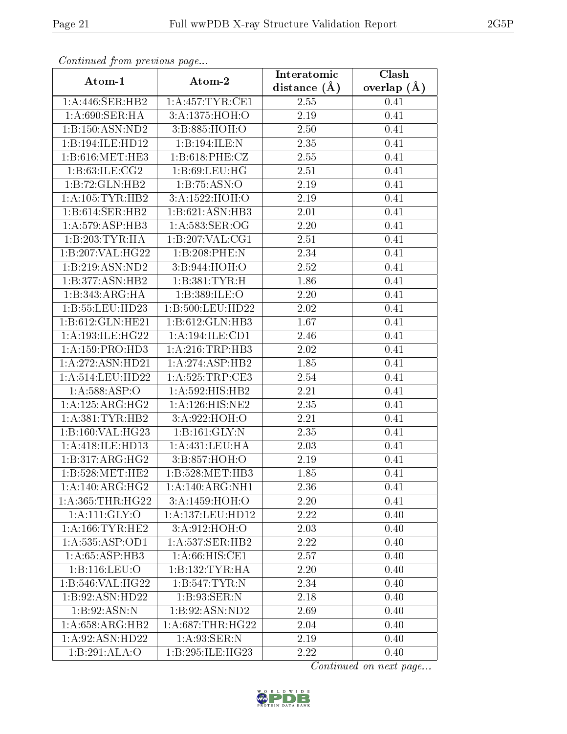*Continued from previous page...*

| Atom-1 | Atom-2 | Interatomic distance (Å) | Clash overlap (Å) |
|---|---|---|---|
| 1:A:446:SER:HB2 | 1:A:457:TYR:CE1 | 2.55 | 0.41 |
| 1:A:690:SER:HA | 3:A:1375:HOH:O | 2.19 | 0.41 |
| 1:B:150:ASN:ND2 | 3:B:885:HOH:O | 2.50 | 0.41 |
| 1:B:194:ILE:HD12 | 1:B:194:ILE:N | 2.35 | 0.41 |
| 1:B:616:MET:HE3 | 1:B:618:PHE:CZ | 2.55 | 0.41 |
| 1:B:63:ILE:CG2 | 1:B:69:LEU:HG | 2.51 | 0.41 |
| 1:B:72:GLN:HB2 | 1:B:75:ASN:O | 2.19 | 0.41 |
| 1:A:105:TYR:HB2 | 3:A:1522:HOH:O | 2.19 | 0.41 |
| 1:B:614:SER:HB2 | 1:B:621:ASN:HB3 | 2.01 | 0.41 |
| 1:A:579:ASP:HB3 | 1:A:583:SER:OG | 2.20 | 0.41 |
| 1:B:203:TYR:HA | 1:B:207:VAL:CG1 | 2.51 | 0.41 |
| 1:B:207:VAL:HG22 | 1:B:208:PHE:N | 2.34 | 0.41 |
| 1:B:219:ASN:ND2 | 3:B:944:HOH:O | 2.52 | 0.41 |
| 1:B:377:ASN:HB2 | 1:B:381:TYR:H | 1.86 | 0.41 |
| 1:B:343:ARG:HA | 1:B:389:ILE:O | 2.20 | 0.41 |
| 1:B:55:LEU:HD23 | 1:B:500:LEU:HD22 | 2.02 | 0.41 |
| 1:B:612:GLN:HE21 | 1:B:612:GLN:HB3 | 1.67 | 0.41 |
| 1:A:193:ILE:HG22 | 1:A:194:ILE:CD1 | 2.46 | 0.41 |
| 1:A:159:PRO:HD3 | 1:A:216:TRP:HB3 | 2.02 | 0.41 |
| 1:A:272:ASN:HD21 | 1:A:274:ASP:HB2 | 1.85 | 0.41 |
| 1:A:514:LEU:HD22 | 1:A:525:TRP:CE3 | 2.54 | 0.41 |
| 1:A:588:ASP:O | 1:A:592:HIS:HB2 | 2.21 | 0.41 |
| 1:A:125:ARG:HG2 | 1:A:126:HIS:NE2 | 2.35 | 0.41 |
| 1:A:381:TYR:HB2 | 3:A:922:HOH:O | 2.21 | 0.41 |
| 1:B:160:VAL:HG23 | 1:B:161:GLY:N | 2.35 | 0.41 |
| 1:A:418:ILE:HD13 | 1:A:431:LEU:HA | 2.03 | 0.41 |
| 1:B:317:ARG:HG2 | 3:B:857:HOH:O | 2.19 | 0.41 |
| 1:B:528:MET:HE2 | 1:B:528:MET:HB3 | 1.85 | 0.41 |
| 1:A:140:ARG:HG2 | 1:A:140:ARG:NH1 | 2.36 | 0.41 |
| 1:A:365:THR:HG22 | 3:A:1459:HOH:O | 2.20 | 0.41 |
| 1:A:111:GLY:O | 1:A:137:LEU:HD12 | 2.22 | 0.40 |
| 1:A:166:TYR:HE2 | 3:A:912:HOH:O | 2.03 | 0.40 |
| 1:A:535:ASP:OD1 | 1:A:537:SER:HB2 | 2.22 | 0.40 |
| 1:A:65:ASP:HB3 | 1:A:66:HIS:CE1 | 2.57 | 0.40 |
| 1:B:116:LEU:O | 1:B:132:TYR:HA | 2.20 | 0.40 |
| 1:B:546:VAL:HG22 | 1:B:547:TYR:N | 2.34 | 0.40 |
| 1:B:92:ASN:HD22 | 1:B:93:SER:N | 2.18 | 0.40 |
| 1:B:92:ASN:N | 1:B:92:ASN:ND2 | 2.69 | 0.40 |
| 1:A:658:ARG:HB2 | 1:A:687:THR:HG22 | 2.04 | 0.40 |
| 1:A:92:ASN:HD22 | 1:A:93:SER:N | 2.19 | 0.40 |
| 1:B:291:ALA:O | 1:B:295:ILE:HG23 | 2.22 | 0.40 |

*Continued on next page...*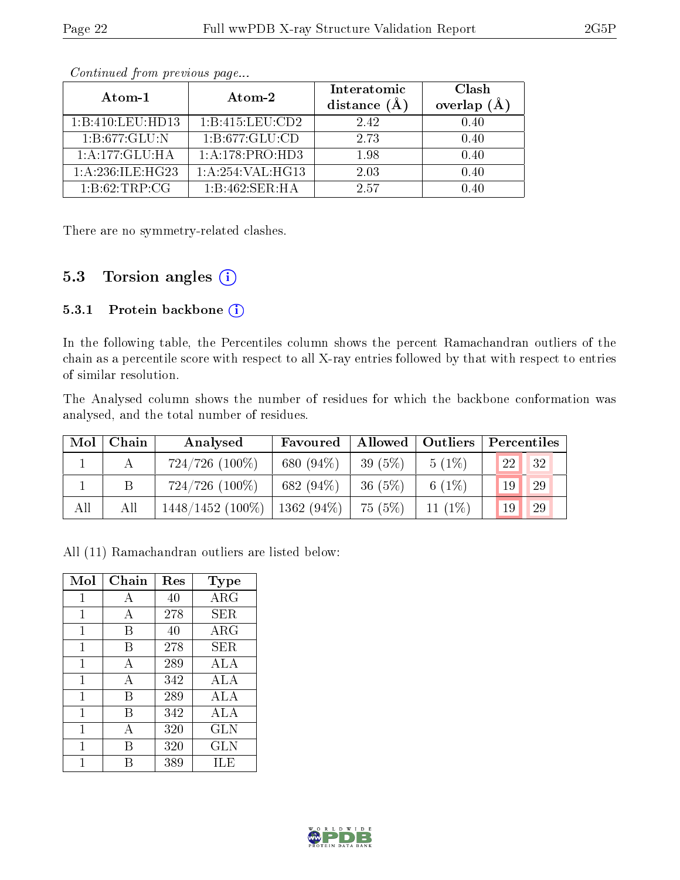*Continued from previous page...*

| Atom-1 | Atom-2 | Interatomic distance (Å) | Clash overlap (Å) |
|---|---|---|---|
| 1:B:410:LEU:HD13 | 1:B:415:LEU:CD2 | 2.42 | 0.40 |
| 1:B:677:GLU:N | 1:B:677:GLU:CD | 2.73 | 0.40 |
| 1:A:177:GLU:HA | 1:A:178:PRO:HD3 | 1.98 | 0.40 |
| 1:A:236:ILE:HG23 | 1:A:254:VAL:HG13 | 2.03 | 0.40 |
| 1:B:62:TRP:CG | 1:B:462:SER:HA | 2.57 | 0.40 |

There are no symmetry-related clashes.

## 5.3 Torsion angles

### 5.3.1 Protein backbone

In the following table, the Percentiles column shows the percent Ramachandran outliers of the chain as a percentile score with respect to all X-ray entries followed by that with respect to entries of similar resolution.

The Analysed column shows the number of residues for which the backbone conformation was analysed, and the total number of residues.

| Mol | Chain | Analysed | Favoured | Allowed | Outliers | Percentiles | |
|---|---|---|---|---|---|---|---|
| 1 | A | 724/726 (100%) | 680 (94%) | 39 (5%) | 5 (1%) | 22 | 32 |
| 1 | B | 724/726 (100%) | 682 (94%) | 36 (5%) | 6 (1%) | 19 | 29 |
| All | All | 1448/1452 (100%) | 1362 (94%) | 75 (5%) | 11 (1%) | 19 | 29 |

All (11) Ramachandran outliers are listed below:

| Mol | Chain | Res | Type |
|---|---|---|---|
| 1 | A | 40 | ARG |
| 1 | A | 278 | SER |
| 1 | B | 40 | ARG |
| 1 | B | 278 | SER |
| 1 | A | 289 | ALA |
| 1 | A | 342 | ALA |
| 1 | B | 289 | ALA |
| 1 | B | 342 | ALA |
| 1 | A | 320 | GLN |
| 1 | B | 320 | GLN |
| 1 | B | 389 | ILE |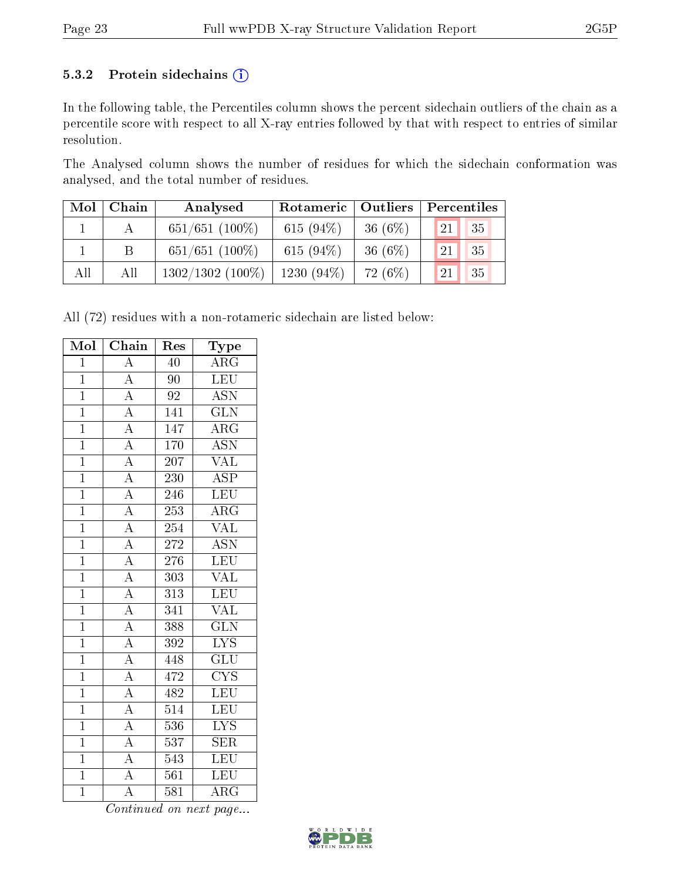### 5.3.2 Protein sidechains (i)

In the following table, the Percentiles column shows the percent sidechain outliers of the chain as a percentile score with respect to all X-ray entries followed by that with respect to entries of similar resolution.

The Analysed column shows the number of residues for which the sidechain conformation was analysed, and the total number of residues.

| Mol | Chain | Analysed | Rotameric | Outliers | Percentiles | |
|---|---|---|---|---|---|---|
| 1 | A | 651/651 (100%) | 615 (94%) | 36 (6%) | 21 | 35 |
| 1 | B | 651/651 (100%) | 615 (94%) | 36 (6%) | 21 | 35 |
| All | All | 1302/1302 (100%) | 1230 (94%) | 72 (6%) | 21 | 35 |

All (72) residues with a non-rotameric sidechain are listed below:

| Mol | Chain | Res | Type |
|---|---|---|---|
| 1 | A | 40 | ARG |
| 1 | A | 90 | LEU |
| 1 | A | 92 | ASN |
| 1 | A | 141 | GLN |
| 1 | A | 147 | ARG |
| 1 | A | 170 | ASN |
| 1 | A | 207 | VAL |
| 1 | A | 230 | ASP |
| 1 | A | 246 | LEU |
| 1 | A | 253 | ARG |
| 1 | A | 254 | VAL |
| 1 | A | 272 | ASN |
| 1 | A | 276 | LEU |
| 1 | A | 303 | VAL |
| 1 | A | 313 | LEU |
| 1 | A | 341 | VAL |
| 1 | A | 388 | GLN |
| 1 | A | 392 | LYS |
| 1 | A | 448 | GLU |
| 1 | A | 472 | CYS |
| 1 | A | 482 | LEU |
| 1 | A | 514 | LEU |
| 1 | A | 536 | LYS |
| 1 | A | 537 | SER |
| 1 | A | 543 | LEU |
| 1 | A | 561 | LEU |
| 1 | A | 581 | ARG |

*Continued on next page...*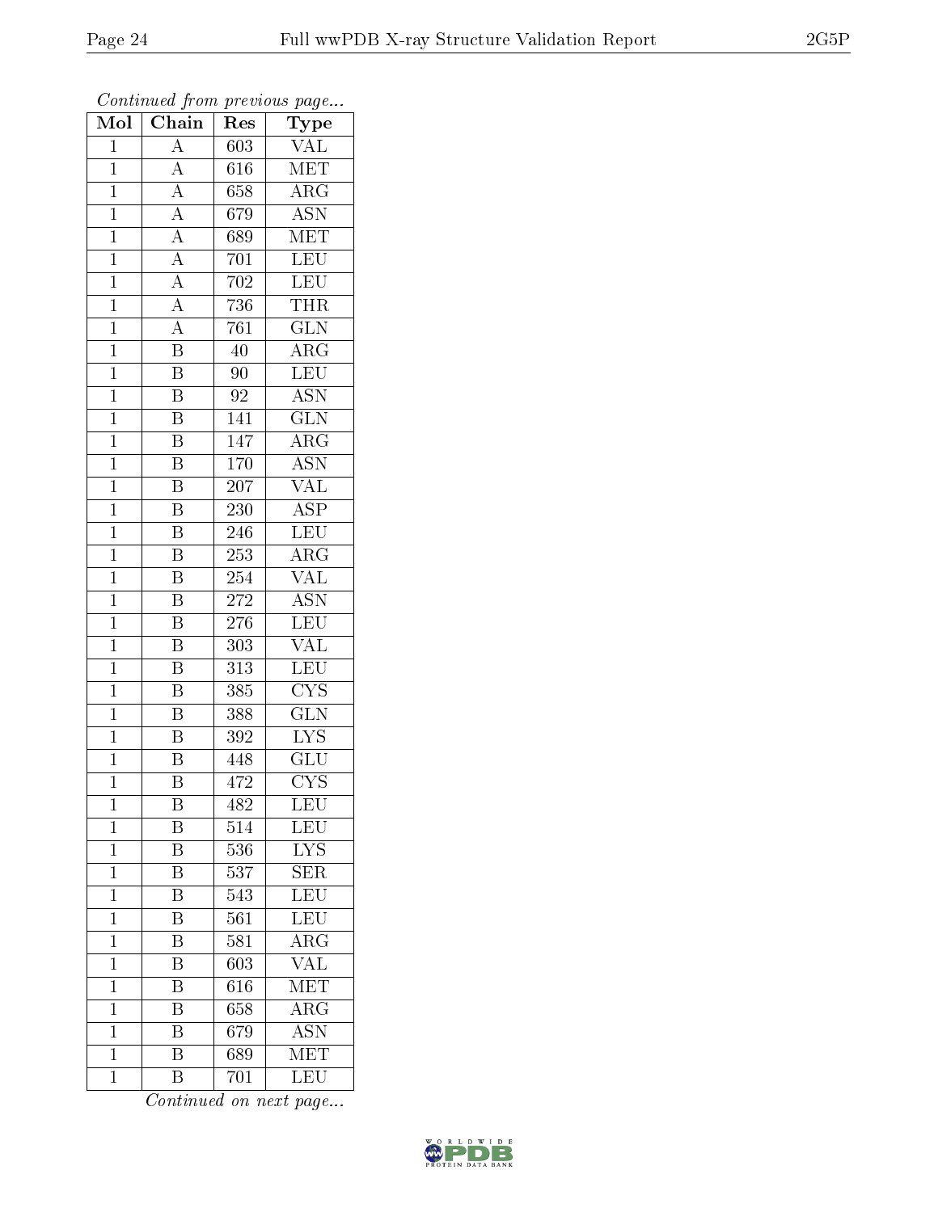*Continued from previous page...*

| Mol | Chain | Res | Type |
|---|---|---|---|
| 1 | A | 603 | VAL |
| 1 | A | 616 | MET |
| 1 | A | 658 | ARG |
| 1 | A | 679 | ASN |
| 1 | A | 689 | MET |
| 1 | A | 701 | LEU |
| 1 | A | 702 | LEU |
| 1 | A | 736 | THR |
| 1 | A | 761 | GLN |
| 1 | B | 40 | ARG |
| 1 | B | 90 | LEU |
| 1 | B | 92 | ASN |
| 1 | B | 141 | GLN |
| 1 | B | 147 | ARG |
| 1 | B | 170 | ASN |
| 1 | B | 207 | VAL |
| 1 | B | 230 | ASP |
| 1 | B | 246 | LEU |
| 1 | B | 253 | ARG |
| 1 | B | 254 | VAL |
| 1 | B | 272 | ASN |
| 1 | B | 276 | LEU |
| 1 | B | 303 | VAL |
| 1 | B | 313 | LEU |
| 1 | B | 385 | CYS |
| 1 | B | 388 | GLN |
| 1 | B | 392 | LYS |
| 1 | B | 448 | GLU |
| 1 | B | 472 | CYS |
| 1 | B | 482 | LEU |
| 1 | B | 514 | LEU |
| 1 | B | 536 | LYS |
| 1 | B | 537 | SER |
| 1 | B | 543 | LEU |
| 1 | B | 561 | LEU |
| 1 | B | 581 | ARG |
| 1 | B | 603 | VAL |
| 1 | B | 616 | MET |
| 1 | B | 658 | ARG |
| 1 | B | 679 | ASN |
| 1 | B | 689 | MET |
| 1 | B | 701 | LEU |

*Continued on next page...*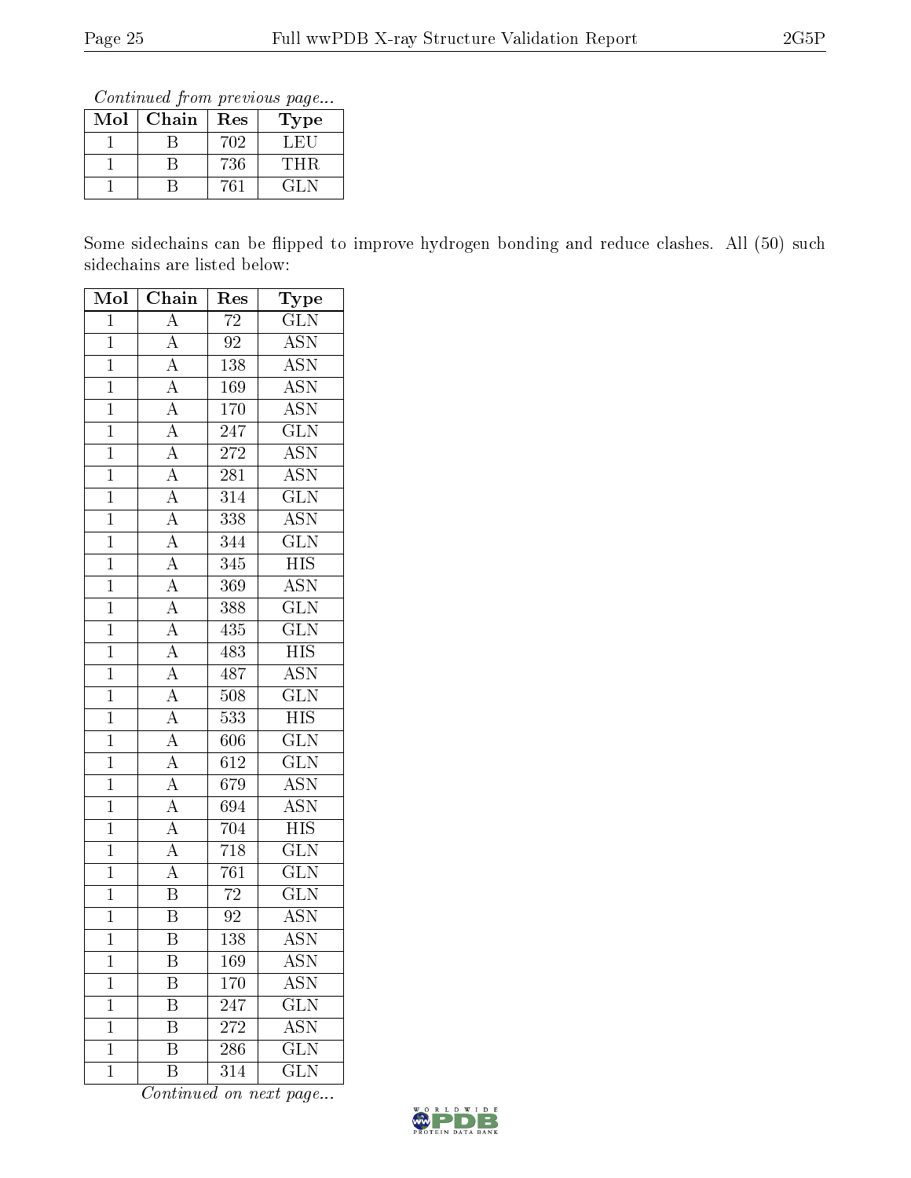*Continued from previous page...*

| Mol | Chain | Res | Type |
|---|---|---|---|
| 1 | B | 702 | LEU |
| 1 | B | 736 | THR |
| 1 | B | 761 | GLN |

Some sidechains can be flipped to improve hydrogen bonding and reduce clashes. All (50) such sidechains are listed below:

| Mol | Chain | Res | Type |
|---|---|---|---|
| 1 | A | 72 | GLN |
| 1 | A | 92 | ASN |
| 1 | A | 138 | ASN |
| 1 | A | 169 | ASN |
| 1 | A | 170 | ASN |
| 1 | A | 247 | GLN |
| 1 | A | 272 | ASN |
| 1 | A | 281 | ASN |
| 1 | A | 314 | GLN |
| 1 | A | 338 | ASN |
| 1 | A | 344 | GLN |
| 1 | A | 345 | HIS |
| 1 | A | 369 | ASN |
| 1 | A | 388 | GLN |
| 1 | A | 435 | GLN |
| 1 | A | 483 | HIS |
| 1 | A | 487 | ASN |
| 1 | A | 508 | GLN |
| 1 | A | 533 | HIS |
| 1 | A | 606 | GLN |
| 1 | A | 612 | GLN |
| 1 | A | 679 | ASN |
| 1 | A | 694 | ASN |
| 1 | A | 704 | HIS |
| 1 | A | 718 | GLN |
| 1 | A | 761 | GLN |
| 1 | B | 72 | GLN |
| 1 | B | 92 | ASN |
| 1 | B | 138 | ASN |
| 1 | B | 169 | ASN |
| 1 | B | 170 | ASN |
| 1 | B | 247 | GLN |
| 1 | B | 272 | ASN |
| 1 | B | 286 | GLN |
| 1 | B | 314 | GLN |

*Continued on next page...*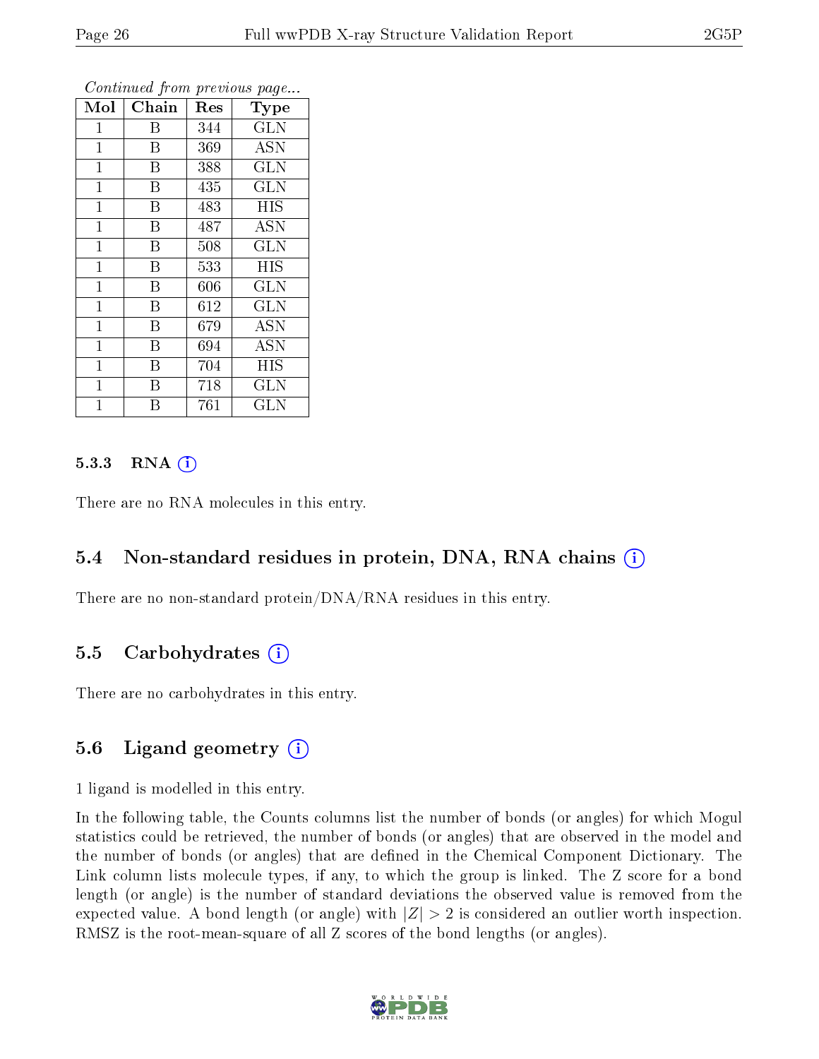*Continued from previous page...*

| Mol | Chain | Res | Type |
|---|---|---|---|
| 1 | B | 344 | GLN |
| 1 | B | 369 | ASN |
| 1 | B | 388 | GLN |
| 1 | B | 435 | GLN |
| 1 | B | 483 | HIS |
| 1 | B | 487 | ASN |
| 1 | B | 508 | GLN |
| 1 | B | 533 | HIS |
| 1 | B | 606 | GLN |
| 1 | B | 612 | GLN |
| 1 | B | 679 | ASN |
| 1 | B | 694 | ASN |
| 1 | B | 704 | HIS |
| 1 | B | 718 | GLN |
| 1 | B | 761 | GLN |

#### 5.3.3 RNA (i)

There are no RNA molecules in this entry.

### 5.4 Non-standard residues in protein, DNA, RNA chains (i)

There are no non-standard protein/DNA/RNA residues in this entry.

### 5.5 Carbohydrates (i)

There are no carbohydrates in this entry.

### 5.6 Ligand geometry (i)

1 ligand is modelled in this entry.

In the following table, the Counts columns list the number of bonds (or angles) for which Mogul statistics could be retrieved, the number of bonds (or angles) that are observed in the model and the number of bonds (or angles) that are defined in the Chemical Component Dictionary. The Link column lists molecule types, if any, to which the group is linked. The Z score for a bond length (or angle) is the number of standard deviations the observed value is removed from the expected value. A bond length (or angle) with $|Z| > 2$ is considered an outlier worth inspection. RMSZ is the root-mean-square of all Z scores of the bond lengths (or angles).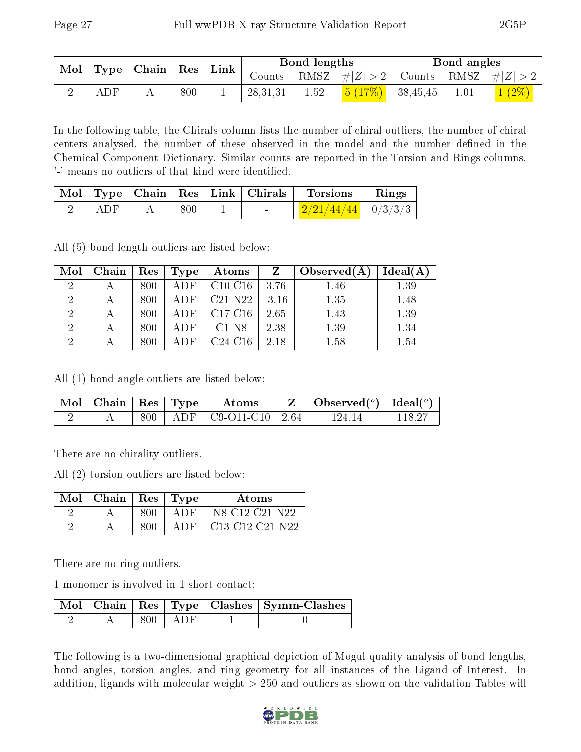| Mol | Type | Chain | Res | Link | Bond lengths | | | Bond angles | | |
|---|---|---|---|---|---|---|---|---|---|---|
| | | | | | Counts | RMSZ | #\|Z\| > 2 | Counts | RMSZ | #\|Z\| > 2 |
| 2 | ADF | A | 800 | 1 | 28,31,31 | 1.52 | 5 (17%) | 38,45,45 | 1.01 | 1 (2%) |

In the following table, the Chirals column lists the number of chiral outliers, the number of chiral centers analysed, the number of these observed in the model and the number defined in the Chemical Component Dictionary. Similar counts are reported in the Torsion and Rings columns. '-' means no outliers of that kind were identified.

| Mol | Type | Chain | Res | Link | Chirals | Torsions | Rings |
|---|---|---|---|---|---|---|---|
| 2 | ADF | A | 800 | 1 | - | 2/21/44/44 | 0/3/3/3 |

All (5) bond length outliers are listed below:

| Mol | Chain | Res | Type | Atoms | Z | Observed(Å) | Ideal(Å) |
|---|---|---|---|---|---|---|---|
| 2 | A | 800 | ADF | C10-C16 | 3.76 | 1.46 | 1.39 |
| 2 | A | 800 | ADF | C21-N22 | -3.16 | 1.35 | 1.48 |
| 2 | A | 800 | ADF | C17-C16 | 2.65 | 1.43 | 1.39 |
| 2 | A | 800 | ADF | C1-N8 | 2.38 | 1.39 | 1.34 |
| 2 | A | 800 | ADF | C24-C16 | 2.18 | 1.58 | 1.54 |

All (1) bond angle outliers are listed below:

| Mol | Chain | Res | Type | Atoms | Z | Observed(°) | Ideal(°) |
|---|---|---|---|---|---|---|---|
| 2 | A | 800 | ADF | C9-O11-C10 | 2.64 | 124.14 | 118.27 |

There are no chirality outliers.

All (2) torsion outliers are listed below:

| Mol | Chain | Res | Type | Atoms |
|---|---|---|---|---|
| 2 | A | 800 | ADF | N8-C12-C21-N22 |
| 2 | A | 800 | ADF | C13-C12-C21-N22 |

There are no ring outliers.

1 monomer is involved in 1 short contact:

| Mol | Chain | Res | Type | Clashes | Symm-Clashes |
|---|---|---|---|---|---|
| 2 | A | 800 | ADF | 1 | 0 |

The following is a two-dimensional graphical depiction of Mogul quality analysis of bond lengths, bond angles, torsion angles, and ring geometry for all instances of the Ligand of Interest. In addition, ligands with molecular weight > 250 and outliers as shown on the validation Tables will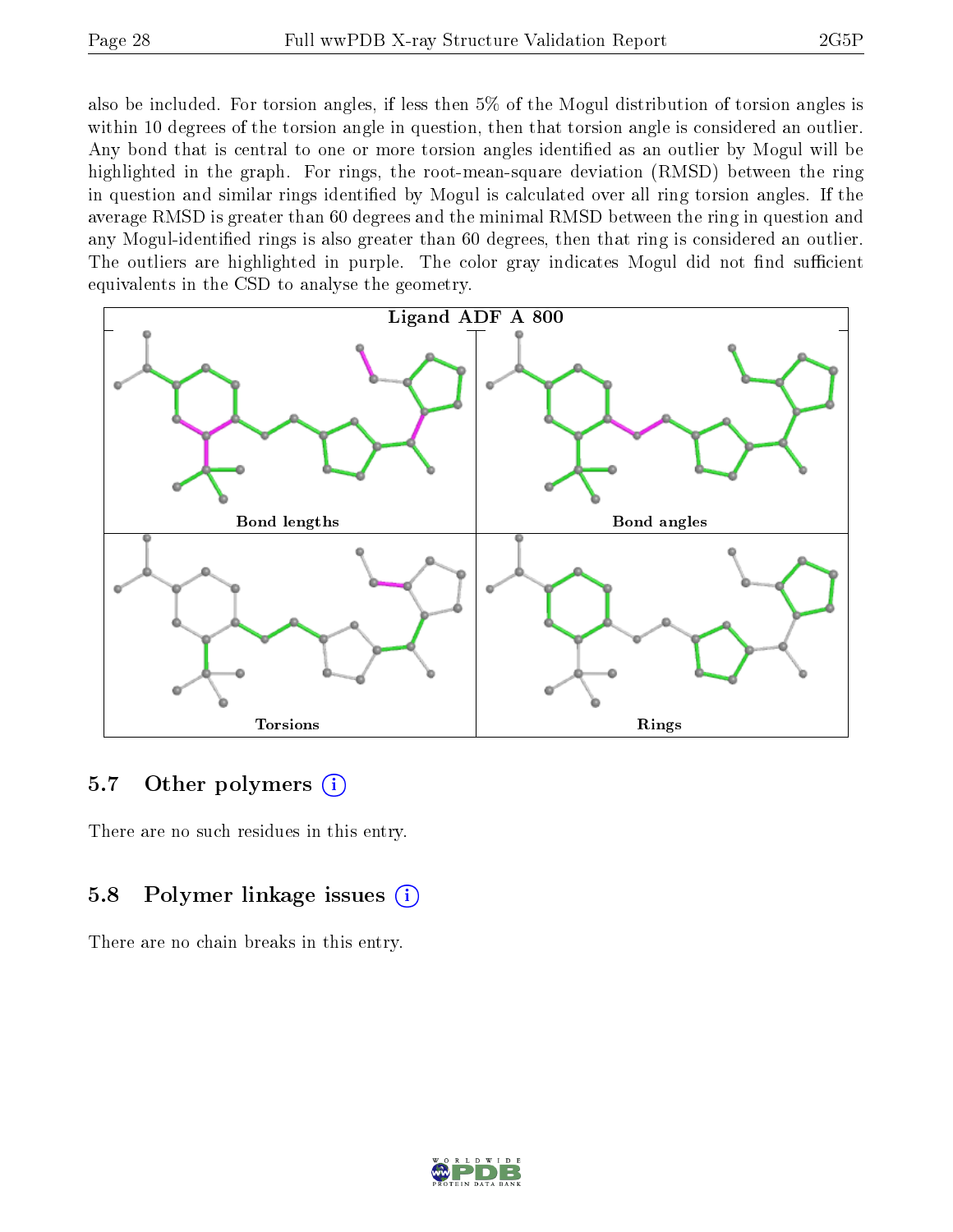also be included. For torsion angles, if less then 5% of the Mogul distribution of torsion angles is within 10 degrees of the torsion angle in question, then that torsion angle is considered an outlier. Any bond that is central to one or more torsion angles identified as an outlier by Mogul will be highlighted in the graph. For rings, the root-mean-square deviation (RMSD) between the ring in question and similar rings identified by Mogul is calculated over all ring torsion angles. If the average RMSD is greater than 60 degrees and the minimal RMSD between the ring in question and any Mogul-identified rings is also greater than 60 degrees, then that ring is considered an outlier. The outliers are highlighted in purple. The color gray indicates Mogul did not find sufficient equivalents in the CSD to analyse the geometry.

**Ligand ADF A 800**

Bond lengths | Bond angles | Torsions | Rings

## 5.7 Other polymers

There are no such residues in this entry.

## 5.8 Polymer linkage issues

There are no chain breaks in this entry.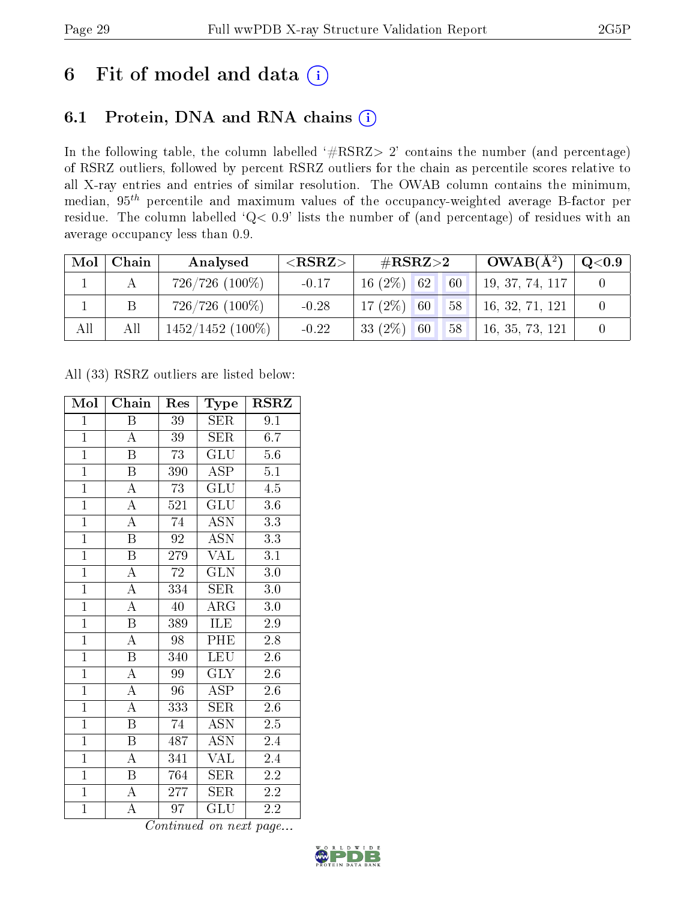# 6 Fit of model and data (i)

## 6.1 Protein, DNA and RNA chains (i)

In the following table, the column labelled '#RSRZ> 2' contains the number (and percentage) of RSRZ outliers, followed by percent RSRZ outliers for the chain as percentile scores relative to all X-ray entries and entries of similar resolution. The OWAB column contains the minimum, median, $95^{th}$ percentile and maximum values of the occupancy-weighted average B-factor per residue. The column labelled 'Q< 0.9' lists the number of (and percentage) of residues with an average occupancy less than 0.9.

| Mol | Chain | Analysed | <RSRZ> | #RSRZ>2 | | | OWAB(Å²) | Q<0.9 |
|---|---|---|---|---|---|---|---|---|
| 1 | A | 726/726 (100%) | -0.17 | 16 (2%) | 62 | 60 | 19, 37, 74, 117 | 0 |
| 1 | B | 726/726 (100%) | -0.28 | 17 (2%) | 60 | 58 | 16, 32, 71, 121 | 0 |
| All | All | 1452/1452 (100%) | -0.22 | 33 (2%) | 60 | 58 | 16, 35, 73, 121 | 0 |

All (33) RSRZ outliers are listed below:

| Mol | Chain | Res | Type | RSRZ |
|---|---|---|---|---|
| 1 | B | 39 | SER | 9.1 |
| 1 | A | 39 | SER | 6.7 |
| 1 | B | 73 | GLU | 5.6 |
| 1 | B | 390 | ASP | 5.1 |
| 1 | A | 73 | GLU | 4.5 |
| 1 | A | 521 | GLU | 3.6 |
| 1 | A | 74 | ASN | 3.3 |
| 1 | B | 92 | ASN | 3.3 |
| 1 | B | 279 | VAL | 3.1 |
| 1 | A | 72 | GLN | 3.0 |
| 1 | A | 334 | SER | 3.0 |
| 1 | A | 40 | ARG | 3.0 |
| 1 | B | 389 | ILE | 2.9 |
| 1 | A | 98 | PHE | 2.8 |
| 1 | B | 340 | LEU | 2.6 |
| 1 | A | 99 | GLY | 2.6 |
| 1 | A | 96 | ASP | 2.6 |
| 1 | A | 333 | SER | 2.6 |
| 1 | B | 74 | ASN | 2.5 |
| 1 | B | 487 | ASN | 2.4 |
| 1 | A | 341 | VAL | 2.4 |
| 1 | B | 764 | SER | 2.2 |
| 1 | A | 277 | SER | 2.2 |
| 1 | A | 97 | GLU | 2.2 |

*Continued on next page...*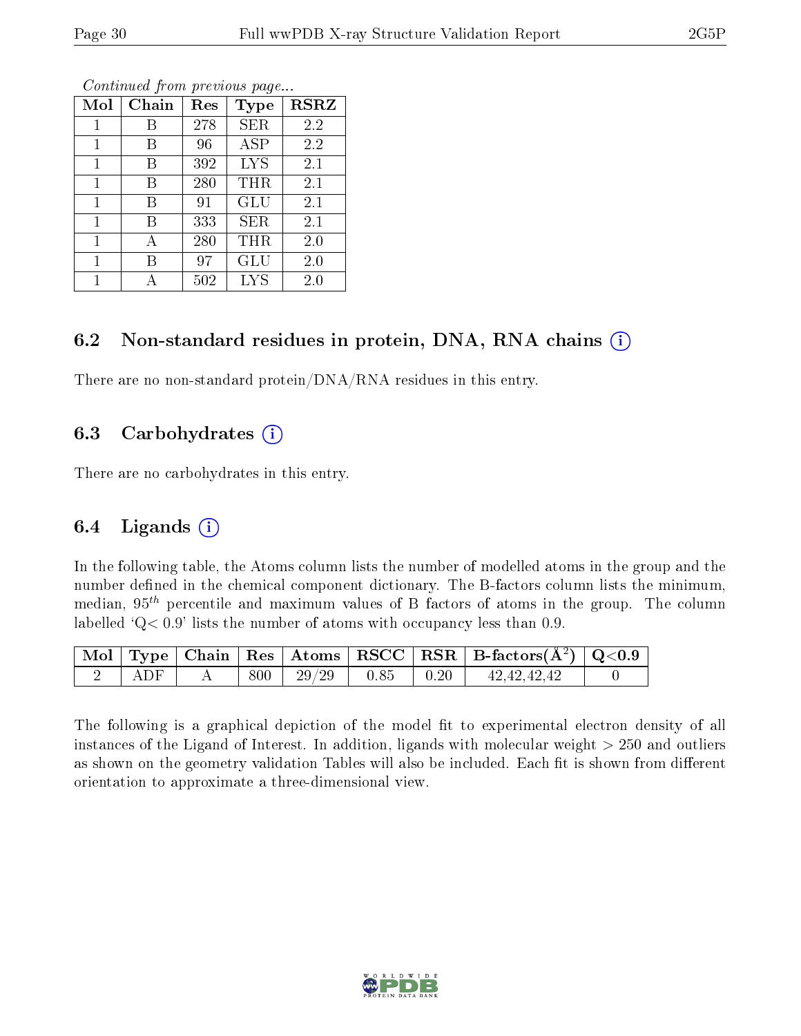*Continued from previous page...*

| Mol | Chain | Res | Type | RSRZ |
|---|---|---|---|---|
| 1 | B | 278 | SER | 2.2 |
| 1 | B | 96 | ASP | 2.2 |
| 1 | B | 392 | LYS | 2.1 |
| 1 | B | 280 | THR | 2.1 |
| 1 | B | 91 | GLU | 2.1 |
| 1 | B | 333 | SER | 2.1 |
| 1 | A | 280 | THR | 2.0 |
| 1 | B | 97 | GLU | 2.0 |
| 1 | A | 502 | LYS | 2.0 |

## 6.2 Non-standard residues in protein, DNA, RNA chains (i)

There are no non-standard protein/DNA/RNA residues in this entry.

## 6.3 Carbohydrates (i)

There are no carbohydrates in this entry.

## 6.4 Ligands (i)

In the following table, the Atoms column lists the number of modelled atoms in the group and the number defined in the chemical component dictionary. The B-factors column lists the minimum, median, $95^{th}$ percentile and maximum values of B factors of atoms in the group. The column labelled 'Q< 0.9' lists the number of atoms with occupancy less than 0.9.

| Mol | Type | Chain | Res | Atoms | RSCC | RSR | B-factors($Å^2$) | Q<0.9 |
|---|---|---|---|---|---|---|---|---|
| 2 | ADF | A | 800 | 29/29 | 0.85 | 0.20 | 42,42,42,42 | 0 |

The following is a graphical depiction of the model fit to experimental electron density of all instances of the Ligand of Interest. In addition, ligands with molecular weight > 250 and outliers as shown on the geometry validation Tables will also be included. Each fit is shown from different orientation to approximate a three-dimensional view.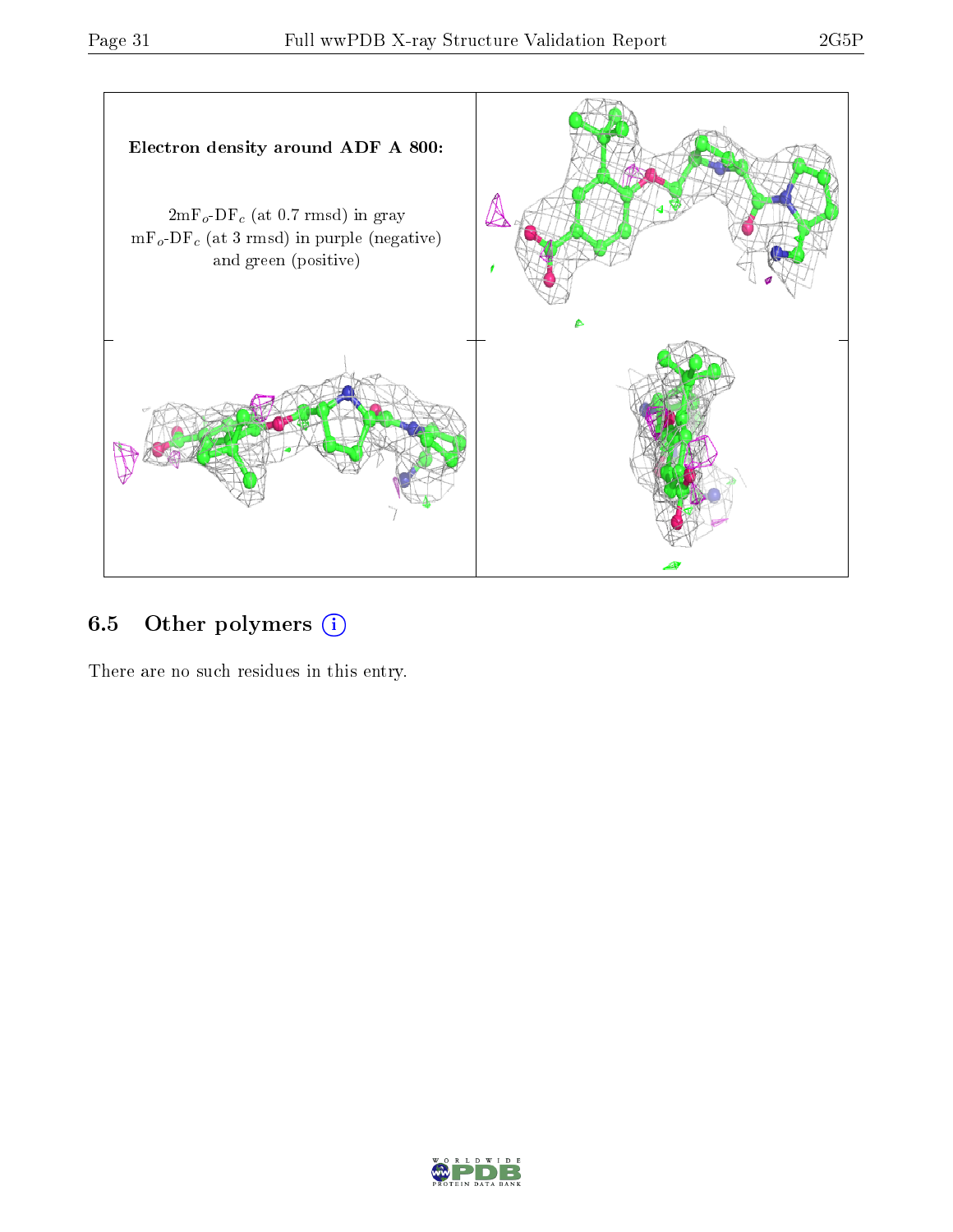**Electron density around ADF A 800:**

$2mF_o$-$DF_c$ (at 0.7 rmsd) in gray
$mF_o$-$DF_c$ (at 3 rmsd) in purple (negative)
and green (positive)

## 6.5 Other polymers

There are no such residues in this entry.